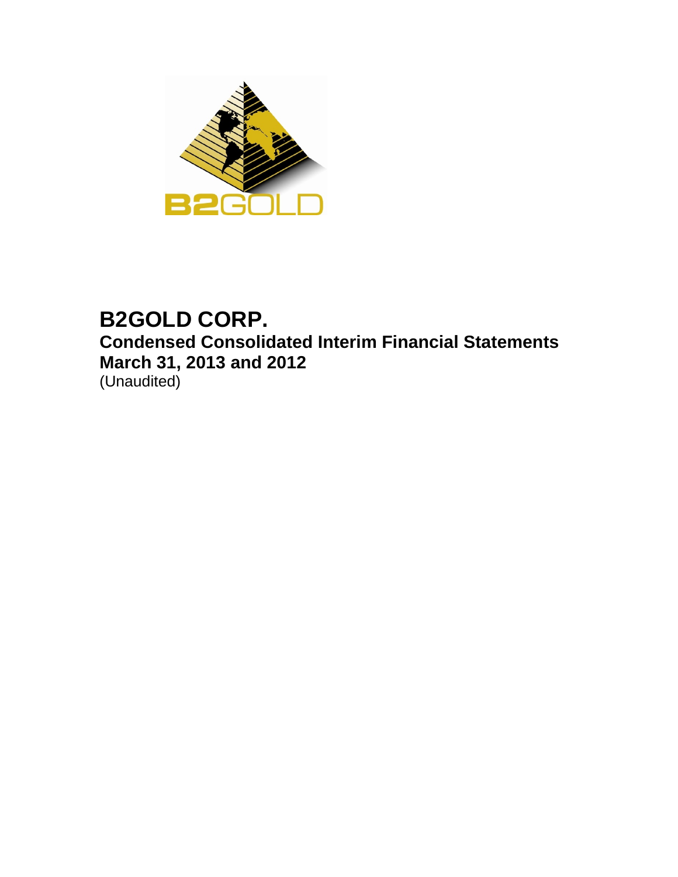# B2GOLD CORP.

## Condensed Consolidated Interim Financial Statements

## March 31, 2013 and 2012

(Unaudited)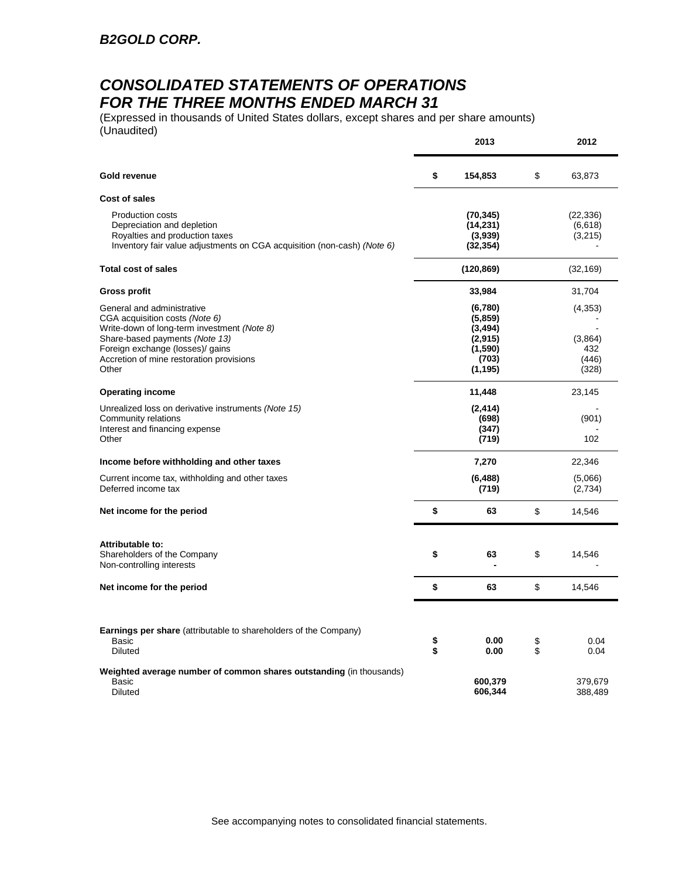**B2GOLD CORP.**

# *CONSOLIDATED STATEMENTS OF OPERATIONS*
# *FOR THE THREE MONTHS ENDED MARCH 31*

(Expressed in thousands of United States dollars, except shares and per share amounts)
(Unaudited)

| | 2013 | 2012 |
|---|---|---|
| **Gold revenue** | **$ 154,853** | $ 63,873 |
| **Cost of sales** | | |
| Production costs | **(70,345)** | (22,336) |
| Depreciation and depletion | **(14,231)** | (6,618) |
| Royalties and production taxes | **(3,939)** | (3,215) |
| Inventory fair value adjustments on CGA acquisition (non-cash) *(Note 6)* | **(32,354)** | - |
| **Total cost of sales** | **(120,869)** | (32,169) |
| **Gross profit** | **33,984** | 31,704 |
| General and administrative | **(6,780)** | (4,353) |
| CGA acquisition costs *(Note 6)* | **(5,859)** | - |
| Write-down of long-term investment *(Note 8)* | **(3,494)** | - |
| Share-based payments *(Note 13)* | **(2,915)** | (3,864) |
| Foreign exchange (losses)/ gains | **(1,590)** | 432 |
| Accretion of mine restoration provisions | **(703)** | (446) |
| Other | **(1,195)** | (328) |
| **Operating income** | **11,448** | 23,145 |
| Unrealized loss on derivative instruments *(Note 15)* | **(2,414)** | - |
| Community relations | **(698)** | (901) |
| Interest and financing expense | **(347)** | - |
| Other | **(719)** | 102 |
| **Income before withholding and other taxes** | **7,270** | 22,346 |
| Current income tax, withholding and other taxes | **(6,488)** | (5,066) |
| Deferred income tax | **(719)** | (2,734) |
| **Net income for the period** | **$ 63** | $ 14,546 |
| **Attributable to:** | | |
| Shareholders of the Company | **$ 63** | $ 14,546 |
| Non-controlling interests | **-** | - |
| **Net income for the period** | **$ 63** | $ 14,546 |
| **Earnings per share** (attributable to shareholders of the Company) | | |
| Basic | **$ 0.00** | $ 0.04 |
| Diluted | **$ 0.00** | $ 0.04 |
| **Weighted average number of common shares outstanding** (in thousands) | | |
| Basic | **600,379** | 379,679 |
| Diluted | **606,344** | 388,489 |

See accompanying notes to consolidated financial statements.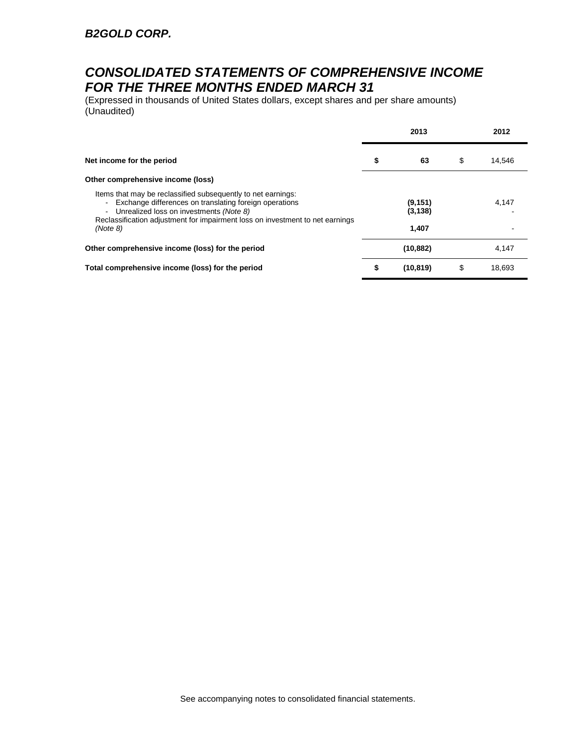***B2GOLD CORP.***

# *CONSOLIDATED STATEMENTS OF COMPREHENSIVE INCOME FOR THE THREE MONTHS ENDED MARCH 31*

(Expressed in thousands of United States dollars, except shares and per share amounts)
(Unaudited)

| | 2013 | 2012 |
|---|---|---|
| **Net income for the period** | **$ 63** | $ 14,546 |
| **Other comprehensive income (loss)** | | |
| Items that may be reclassified subsequently to net earnings: | | |
| - Exchange differences on translating foreign operations | **(9,151)** | 4,147 |
| - Unrealized loss on investments *(Note 8)* | **(3,138)** | - |
| Reclassification adjustment for impairment loss on investment to net earnings *(Note 8)* | **1,407** | - |
| **Other comprehensive income (loss) for the period** | **(10,882)** | 4,147 |
| **Total comprehensive income (loss) for the period** | **$ (10,819)** | $ 18,693 |

See accompanying notes to consolidated financial statements.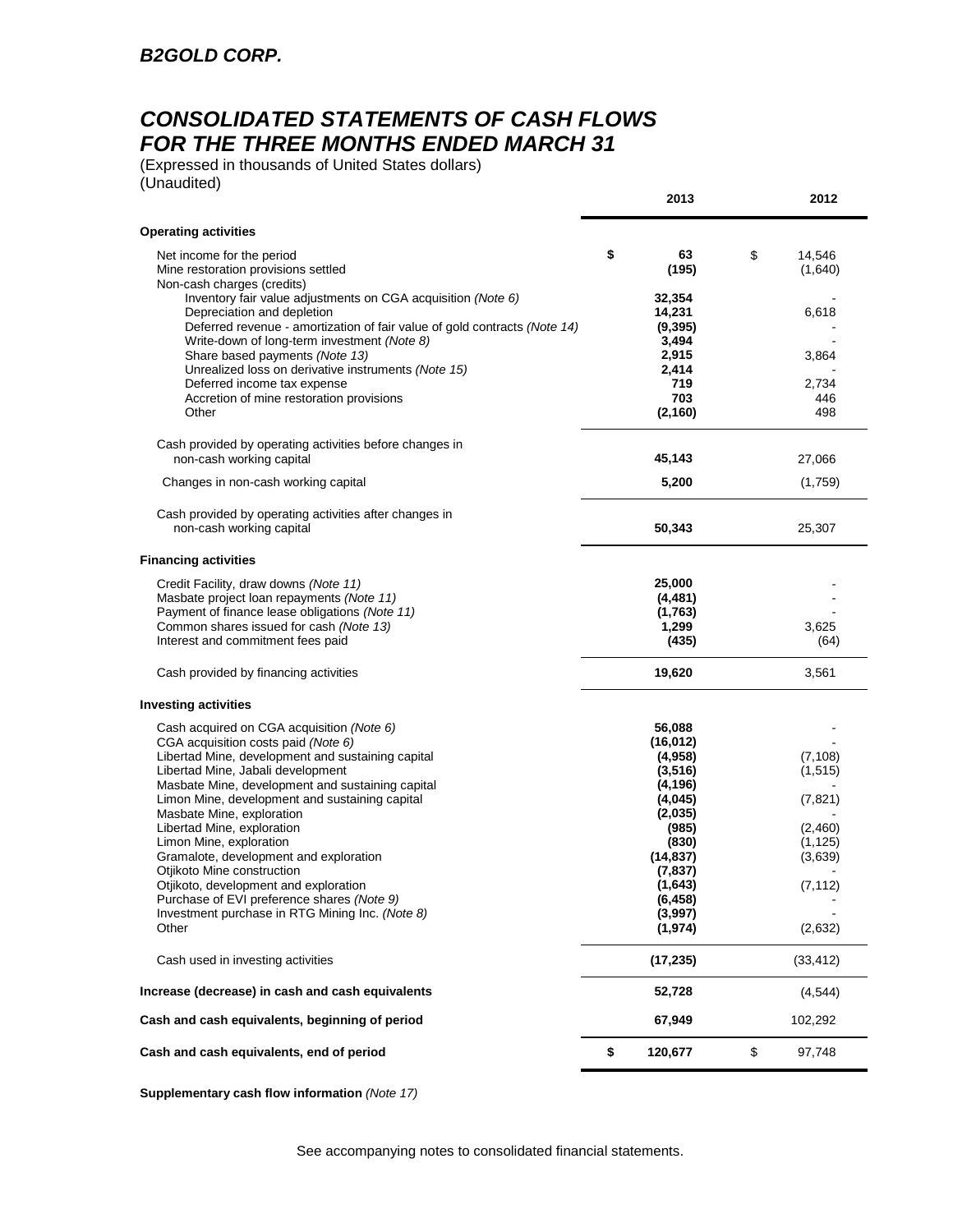***B2GOLD CORP.***

# *CONSOLIDATED STATEMENTS OF CASH FLOWS FOR THE THREE MONTHS ENDED MARCH 31*

(Expressed in thousands of United States dollars)
(Unaudited)

| | 2013 | 2012 |
|---|---|---|
| **Operating activities** | | |
| Net income for the period | **$ 63** | $ 14,546 |
| Mine restoration provisions settled | **(195)** | (1,640) |
| Non-cash charges (credits) | | |
| Inventory fair value adjustments on CGA acquisition *(Note 6)* | **32,354** | - |
| Depreciation and depletion | **14,231** | 6,618 |
| Deferred revenue - amortization of fair value of gold contracts *(Note 14)* | **(9,395)** | - |
| Write-down of long-term investment *(Note 8)* | **3,494** | - |
| Share based payments *(Note 13)* | **2,915** | 3,864 |
| Unrealized loss on derivative instruments *(Note 15)* | **2,414** | - |
| Deferred income tax expense | **719** | 2,734 |
| Accretion of mine restoration provisions | **703** | 446 |
| Other | **(2,160)** | 498 |
| Cash provided by operating activities before changes in non-cash working capital | **45,143** | 27,066 |
| Changes in non-cash working capital | **5,200** | (1,759) |
| Cash provided by operating activities after changes in non-cash working capital | **50,343** | 25,307 |
| **Financing activities** | | |
| Credit Facility, draw downs *(Note 11)* | **25,000** | - |
| Masbate project loan repayments *(Note 11)* | **(4,481)** | - |
| Payment of finance lease obligations *(Note 11)* | **(1,763)** | - |
| Common shares issued for cash *(Note 13)* | **1,299** | 3,625 |
| Interest and commitment fees paid | **(435)** | (64) |
| Cash provided by financing activities | **19,620** | 3,561 |
| **Investing activities** | | |
| Cash acquired on CGA acquisition *(Note 6)* | **56,088** | - |
| CGA acquisition costs paid *(Note 6)* | **(16,012)** | - |
| Libertad Mine, development and sustaining capital | **(4,958)** | (7,108) |
| Libertad Mine, Jabali development | **(3,516)** | (1,515) |
| Masbate Mine, development and sustaining capital | **(4,196)** | - |
| Limon Mine, development and sustaining capital | **(4,045)** | (7,821) |
| Masbate Mine, exploration | **(2,035)** | - |
| Libertad Mine, exploration | **(985)** | (2,460) |
| Limon Mine, exploration | **(830)** | (1,125) |
| Gramalote, development and exploration | **(14,837)** | (3,639) |
| Otjikoto Mine construction | **(7,837)** | - |
| Otjikoto, development and exploration | **(1,643)** | (7,112) |
| Purchase of EVI preference shares *(Note 9)* | **(6,458)** | - |
| Investment purchase in RTG Mining Inc. *(Note 8)* | **(3,997)** | - |
| Other | **(1,974)** | (2,632) |
| Cash used in investing activities | **(17,235)** | (33,412) |
| **Increase (decrease) in cash and cash equivalents** | **52,728** | (4,544) |
| **Cash and cash equivalents, beginning of period** | **67,949** | 102,292 |
| **Cash and cash equivalents, end of period** | **$ 120,677** | $ 97,748 |

**Supplementary cash flow information** *(Note 17)*

See accompanying notes to consolidated financial statements.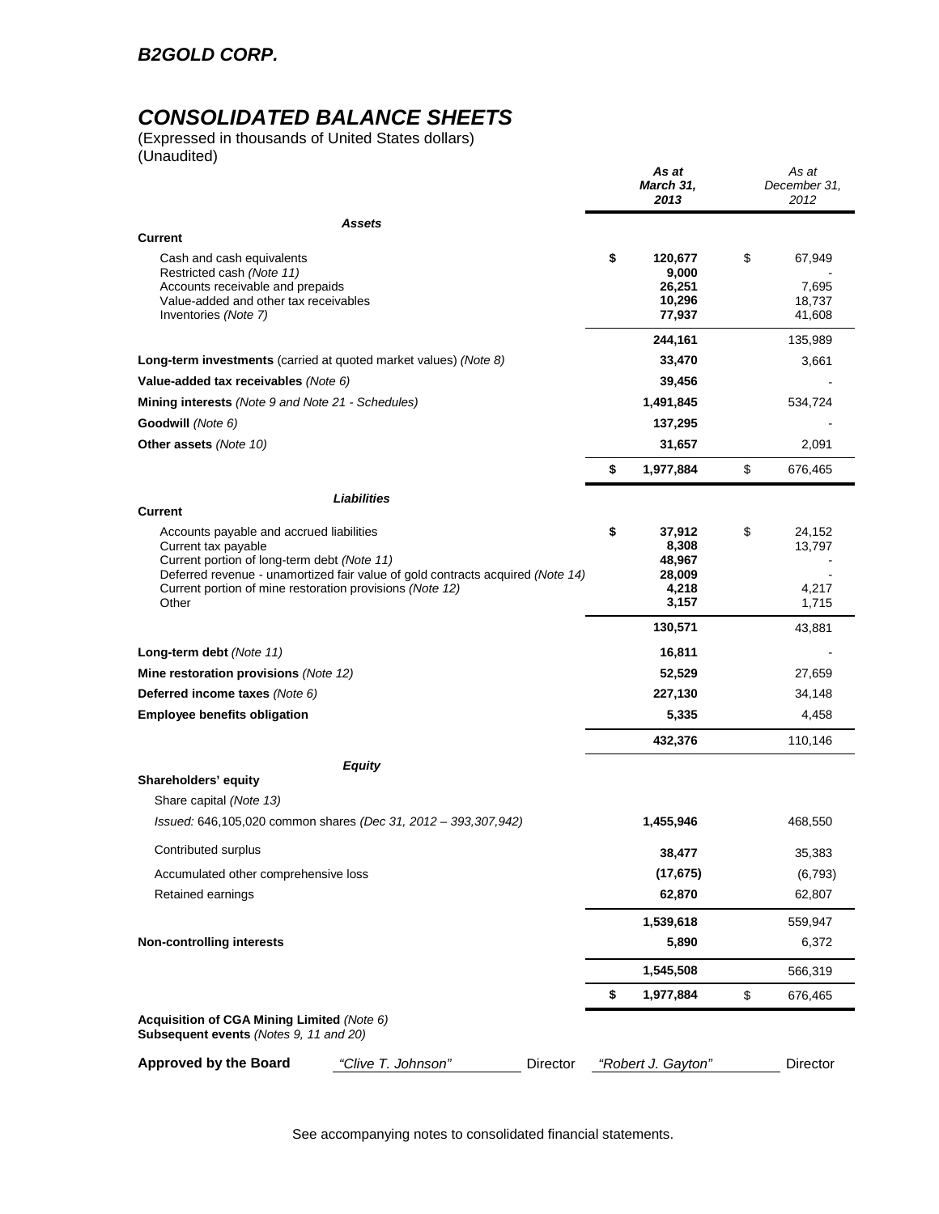**B2GOLD CORP.**

# CONSOLIDATED BALANCE SHEETS

(Expressed in thousands of United States dollars)
(Unaudited)

| | As at March 31, 2013 | As at December 31, 2012 |
|---|---|---|
| ***Assets*** | | |
| **Current** | | |
| Cash and cash equivalents | **$ 120,677** | $ 67,949 |
| Restricted cash *(Note 11)* | **9,000** | - |
| Accounts receivable and prepaids | **26,251** | 7,695 |
| Value-added and other tax receivables | **10,296** | 18,737 |
| Inventories *(Note 7)* | **77,937** | 41,608 |
| | **244,161** | 135,989 |
| **Long-term investments** (carried at quoted market values) *(Note 8)* | **33,470** | 3,661 |
| **Value-added tax receivables** *(Note 6)* | **39,456** | - |
| **Mining interests** *(Note 9 and Note 21 - Schedules)* | **1,491,845** | 534,724 |
| **Goodwill** *(Note 6)* | **137,295** | - |
| **Other assets** *(Note 10)* | **31,657** | 2,091 |
| | **$ 1,977,884** | $ 676,465 |
| ***Liabilities*** | | |
| **Current** | | |
| Accounts payable and accrued liabilities | **$ 37,912** | $ 24,152 |
| Current tax payable | **8,308** | 13,797 |
| Current portion of long-term debt *(Note 11)* | **48,967** | - |
| Deferred revenue - unamortized fair value of gold contracts acquired *(Note 14)* | **28,009** | - |
| Current portion of mine restoration provisions *(Note 12)* | **4,218** | 4,217 |
| Other | **3,157** | 1,715 |
| | **130,571** | 43,881 |
| **Long-term debt** *(Note 11)* | **16,811** | - |
| **Mine restoration provisions** *(Note 12)* | **52,529** | 27,659 |
| **Deferred income taxes** *(Note 6)* | **227,130** | 34,148 |
| **Employee benefits obligation** | **5,335** | 4,458 |
| | **432,376** | 110,146 |
| ***Equity*** | | |
| **Shareholders' equity** | | |
| Share capital *(Note 13)* | | |
| *Issued:* 646,105,020 common shares *(Dec 31, 2012 – 393,307,942)* | **1,455,946** | 468,550 |
| Contributed surplus | **38,477** | 35,383 |
| Accumulated other comprehensive loss | **(17,675)** | (6,793) |
| Retained earnings | **62,870** | 62,807 |
| | **1,539,618** | 559,947 |
| **Non-controlling interests** | **5,890** | 6,372 |
| | **1,545,508** | 566,319 |
| | **$ 1,977,884** | $ 676,465 |

**Acquisition of CGA Mining Limited** *(Note 6)*
**Subsequent events** *(Notes 9, 11 and 20)*

**Approved by the Board** *"Clive T. Johnson"* Director *"Robert J. Gayton"* Director

See accompanying notes to consolidated financial statements.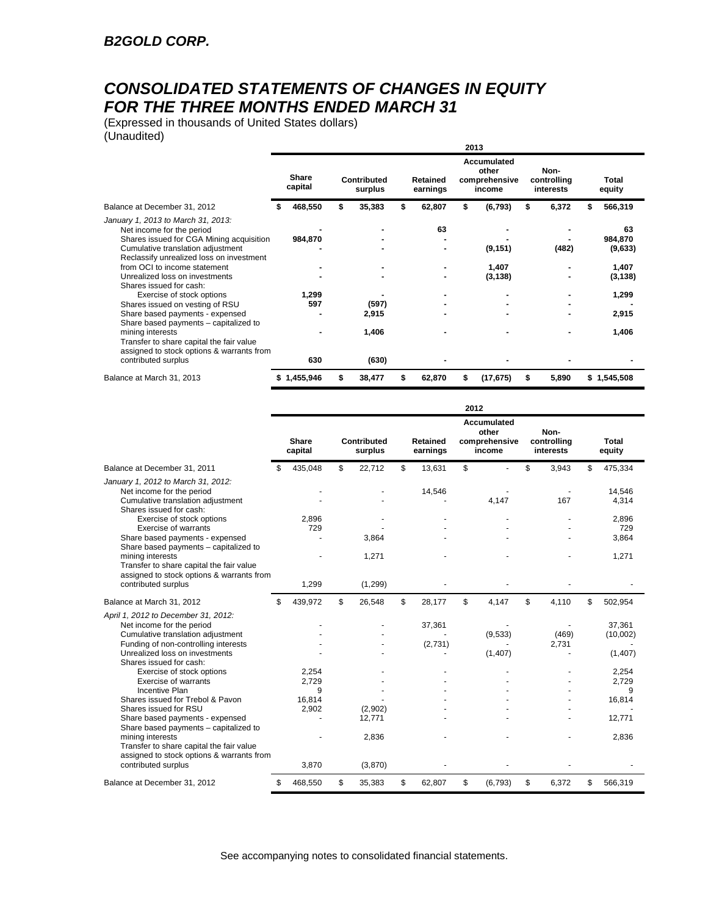## B2GOLD CORP.

# CONSOLIDATED STATEMENTS OF CHANGES IN EQUITY FOR THE THREE MONTHS ENDED MARCH 31

(Expressed in thousands of United States dollars)
(Unaudited)

| | 2013 | | | | | |
|---|---|---|---|---|---|---|
| | **Share capital** | **Contributed surplus** | **Retained earnings** | **Accumulated other comprehensive income** | **Non-controlling interests** | **Total equity** |
| Balance at December 31, 2012 | **$ 468,550** | **$ 35,383** | **$ 62,807** | **$ (6,793)** | **$ 6,372** | **$ 566,319** |
| *January 1, 2013 to March 31, 2013:* | | | | | | |
| Net income for the period | **-** | **-** | **63** | **-** | **-** | **63** |
| Shares issued for CGA Mining acquisition | **984,870** | **-** | **-** | **-** | **-** | **984,870** |
| Cumulative translation adjustment | **-** | **-** | **-** | **(9,151)** | **(482)** | **(9,633)** |
| Reclassify unrealized loss on investment from OCI to income statement | **-** | **-** | **-** | **1,407** | **-** | **1,407** |
| Unrealized loss on investments | **-** | **-** | **-** | **(3,138)** | **-** | **(3,138)** |
| Shares issued for cash: | | | | | | |
| Exercise of stock options | **1,299** | **-** | **-** | **-** | **-** | **1,299** |
| Shares issued on vesting of RSU | **597** | **(597)** | **-** | **-** | **-** | **-** |
| Share based payments - expensed | **-** | **2,915** | **-** | **-** | **-** | **2,915** |
| Share based payments – capitalized to mining interests | **-** | **1,406** | **-** | **-** | **-** | **1,406** |
| Transfer to share capital the fair value assigned to stock options & warrants from contributed surplus | **630** | **(630)** | **-** | **-** | **-** | **-** |
| Balance at March 31, 2013 | **$ 1,455,946** | **$ 38,477** | **$ 62,870** | **$ (17,675)** | **$ 5,890** | **$ 1,545,508** |

| | 2012 | | | | | |
|---|---|---|---|---|---|---|
| | **Share capital** | **Contributed surplus** | **Retained earnings** | **Accumulated other comprehensive income** | **Non-controlling interests** | **Total equity** |
| Balance at December 31, 2011 | $ 435,048 | $ 22,712 | $ 13,631 | $ - | $ 3,943 | $ 475,334 |
| *January 1, 2012 to March 31, 2012:* | | | | | | |
| Net income for the period | - | - | 14,546 | - | - | 14,546 |
| Cumulative translation adjustment | - | - | - | 4,147 | 167 | 4,314 |
| Shares issued for cash: | | | | | | |
| Exercise of stock options | 2,896 | - | - | - | - | 2,896 |
| Exercise of warrants | 729 | - | - | - | - | 729 |
| Share based payments - expensed | - | 3,864 | - | - | - | 3,864 |
| Share based payments – capitalized to mining interests | - | 1,271 | - | - | - | 1,271 |
| Transfer to share capital the fair value assigned to stock options & warrants from contributed surplus | 1,299 | (1,299) | - | - | - | - |
| Balance at March 31, 2012 | $ 439,972 | $ 26,548 | $ 28,177 | $ 4,147 | $ 4,110 | $ 502,954 |
| *April 1, 2012 to December 31, 2012:* | | | | | | |
| Net income for the period | - | - | 37,361 | - | - | 37,361 |
| Cumulative translation adjustment | - | - | - | (9,533) | (469) | (10,002) |
| Funding of non-controlling interests | - | - | (2,731) | - | 2,731 | - |
| Unrealized loss on investments | - | - | - | (1,407) | - | (1,407) |
| Shares issued for cash: | | | | | | |
| Exercise of stock options | 2,254 | - | - | - | - | 2,254 |
| Exercise of warrants | 2,729 | - | - | - | - | 2,729 |
| Incentive Plan | 9 | - | - | - | - | 9 |
| Shares issued for Trebol & Pavon | 16,814 | - | - | - | - | 16,814 |
| Shares issued for RSU | 2,902 | (2,902) | - | - | - | - |
| Share based payments - expensed | - | 12,771 | - | - | - | 12,771 |
| Share based payments – capitalized to mining interests | - | 2,836 | - | - | - | 2,836 |
| Transfer to share capital the fair value assigned to stock options & warrants from contributed surplus | 3,870 | (3,870) | - | - | - | - |
| Balance at December 31, 2012 | $ 468,550 | $ 35,383 | $ 62,807 | $ (6,793) | $ 6,372 | $ 566,319 |

See accompanying notes to consolidated financial statements.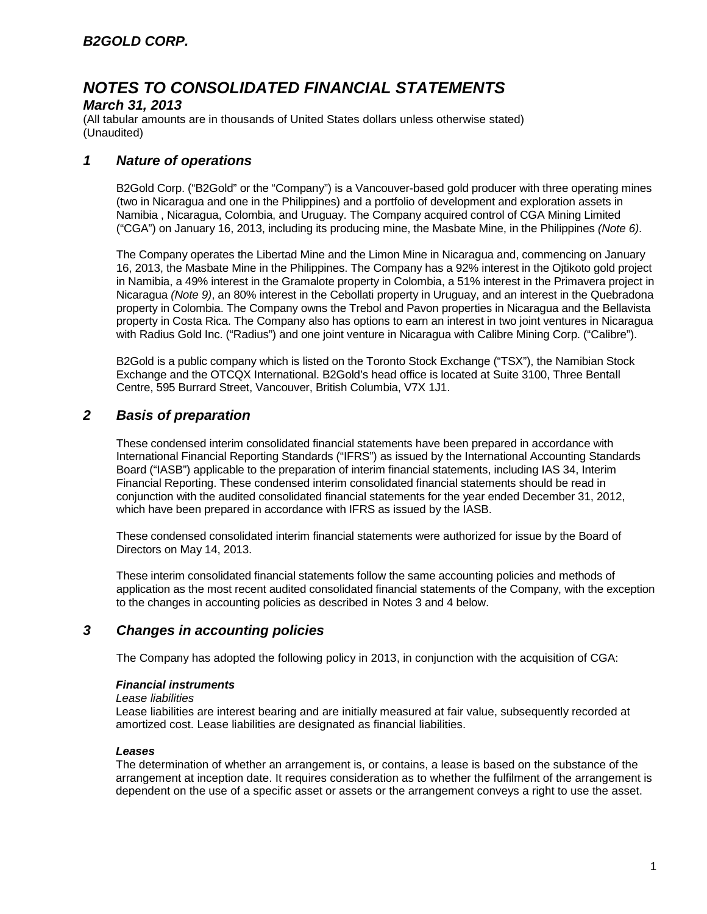# *B2GOLD CORP.*

# *NOTES TO CONSOLIDATED FINANCIAL STATEMENTS*

### *March 31, 2013*

(All tabular amounts are in thousands of United States dollars unless otherwise stated)
(Unaudited)

## *1 Nature of operations*

B2Gold Corp. ("B2Gold" or the "Company") is a Vancouver-based gold producer with three operating mines (two in Nicaragua and one in the Philippines) and a portfolio of development and exploration assets in Namibia , Nicaragua, Colombia, and Uruguay. The Company acquired control of CGA Mining Limited ("CGA") on January 16, 2013, including its producing mine, the Masbate Mine, in the Philippines *(Note 6)*.

The Company operates the Libertad Mine and the Limon Mine in Nicaragua and, commencing on January 16, 2013, the Masbate Mine in the Philippines. The Company has a 92% interest in the Ojtikoto gold project in Namibia, a 49% interest in the Gramalote property in Colombia, a 51% interest in the Primavera project in Nicaragua *(Note 9)*, an 80% interest in the Cebollati property in Uruguay, and an interest in the Quebradona property in Colombia. The Company owns the Trebol and Pavon properties in Nicaragua and the Bellavista property in Costa Rica. The Company also has options to earn an interest in two joint ventures in Nicaragua with Radius Gold Inc. ("Radius") and one joint venture in Nicaragua with Calibre Mining Corp. ("Calibre").

B2Gold is a public company which is listed on the Toronto Stock Exchange ("TSX"), the Namibian Stock Exchange and the OTCQX International. B2Gold's head office is located at Suite 3100, Three Bentall Centre, 595 Burrard Street, Vancouver, British Columbia, V7X 1J1.

## *2 Basis of preparation*

These condensed interim consolidated financial statements have been prepared in accordance with International Financial Reporting Standards ("IFRS") as issued by the International Accounting Standards Board ("IASB") applicable to the preparation of interim financial statements, including IAS 34, Interim Financial Reporting. These condensed interim consolidated financial statements should be read in conjunction with the audited consolidated financial statements for the year ended December 31, 2012, which have been prepared in accordance with IFRS as issued by the IASB.

These condensed consolidated interim financial statements were authorized for issue by the Board of Directors on May 14, 2013.

These interim consolidated financial statements follow the same accounting policies and methods of application as the most recent audited consolidated financial statements of the Company, with the exception to the changes in accounting policies as described in Notes 3 and 4 below.

## *3 Changes in accounting policies*

The Company has adopted the following policy in 2013, in conjunction with the acquisition of CGA:

***Financial instruments***

*Lease liabilities*

Lease liabilities are interest bearing and are initially measured at fair value, subsequently recorded at amortized cost. Lease liabilities are designated as financial liabilities.

***Leases***

The determination of whether an arrangement is, or contains, a lease is based on the substance of the arrangement at inception date. It requires consideration as to whether the fulfilment of the arrangement is dependent on the use of a specific asset or assets or the arrangement conveys a right to use the asset.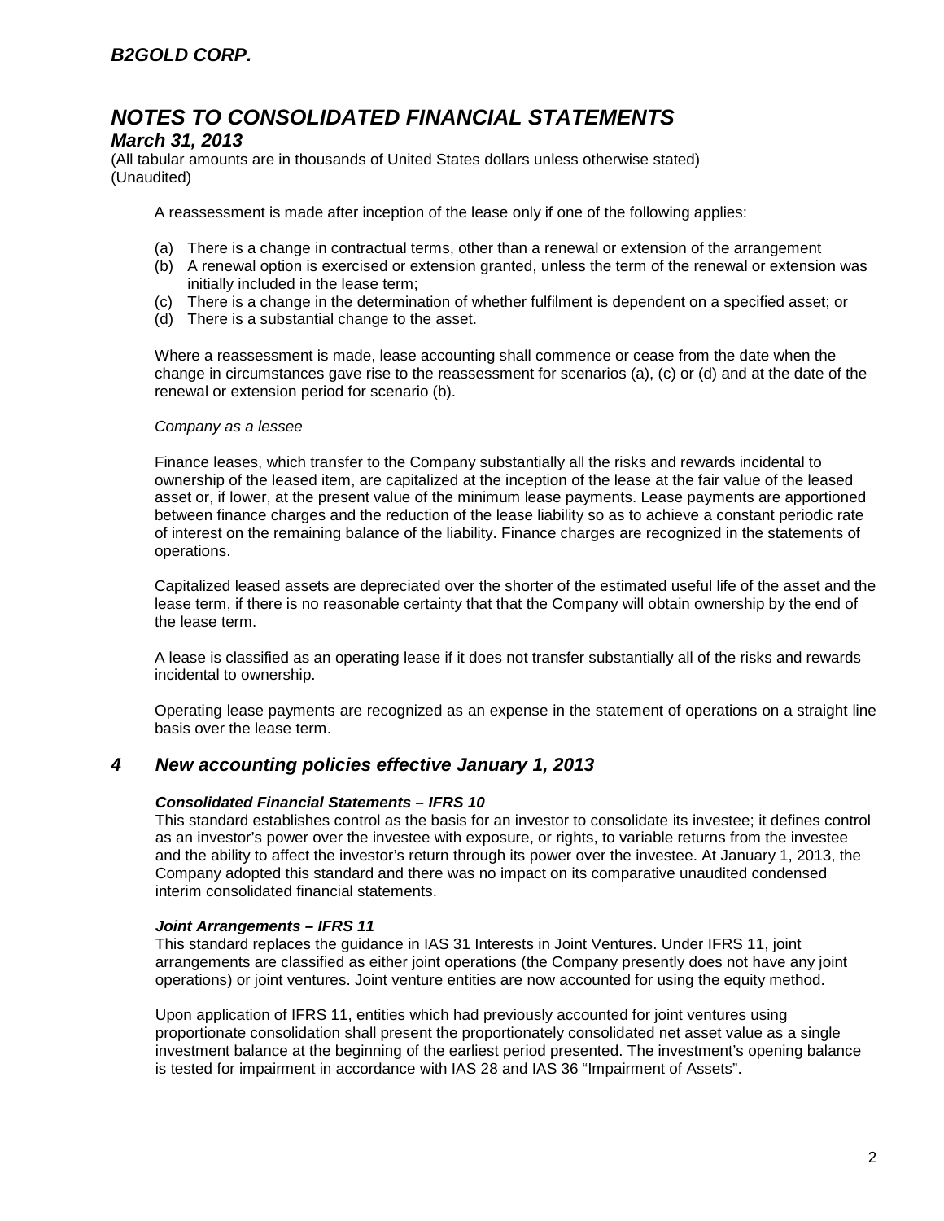A reassessment is made after inception of the lease only if one of the following applies:

(a) There is a change in contractual terms, other than a renewal or extension of the arrangement
(b) A renewal option is exercised or extension granted, unless the term of the renewal or extension was initially included in the lease term;
(c) There is a change in the determination of whether fulfilment is dependent on a specified asset; or
(d) There is a substantial change to the asset.

Where a reassessment is made, lease accounting shall commence or cease from the date when the change in circumstances gave rise to the reassessment for scenarios (a), (c) or (d) and at the date of the renewal or extension period for scenario (b).

*Company as a lessee*

Finance leases, which transfer to the Company substantially all the risks and rewards incidental to ownership of the leased item, are capitalized at the inception of the lease at the fair value of the leased asset or, if lower, at the present value of the minimum lease payments. Lease payments are apportioned between finance charges and the reduction of the lease liability so as to achieve a constant periodic rate of interest on the remaining balance of the liability. Finance charges are recognized in the statements of operations.

Capitalized leased assets are depreciated over the shorter of the estimated useful life of the asset and the lease term, if there is no reasonable certainty that that the Company will obtain ownership by the end of the lease term.

A lease is classified as an operating lease if it does not transfer substantially all of the risks and rewards incidental to ownership.

Operating lease payments are recognized as an expense in the statement of operations on a straight line basis over the lease term.

## 4 New accounting policies effective January 1, 2013

***Consolidated Financial Statements – IFRS 10***

This standard establishes control as the basis for an investor to consolidate its investee; it defines control as an investor's power over the investee with exposure, or rights, to variable returns from the investee and the ability to affect the investor's return through its power over the investee. At January 1, 2013, the Company adopted this standard and there was no impact on its comparative unaudited condensed interim consolidated financial statements.

***Joint Arrangements – IFRS 11***

This standard replaces the guidance in IAS 31 Interests in Joint Ventures. Under IFRS 11, joint arrangements are classified as either joint operations (the Company presently does not have any joint operations) or joint ventures. Joint venture entities are now accounted for using the equity method.

Upon application of IFRS 11, entities which had previously accounted for joint ventures using proportionate consolidation shall present the proportionately consolidated net asset value as a single investment balance at the beginning of the earliest period presented. The investment's opening balance is tested for impairment in accordance with IAS 28 and IAS 36 "Impairment of Assets".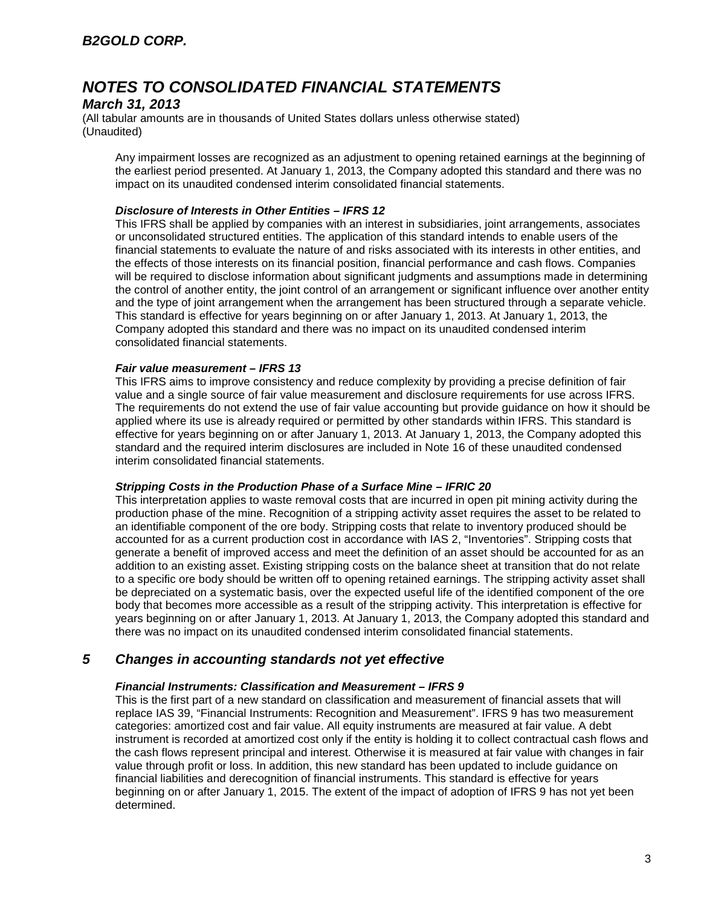Any impairment losses are recognized as an adjustment to opening retained earnings at the beginning of the earliest period presented. At January 1, 2013, the Company adopted this standard and there was no impact on its unaudited condensed interim consolidated financial statements.

***Disclosure of Interests in Other Entities – IFRS 12***

This IFRS shall be applied by companies with an interest in subsidiaries, joint arrangements, associates or unconsolidated structured entities. The application of this standard intends to enable users of the financial statements to evaluate the nature of and risks associated with its interests in other entities, and the effects of those interests on its financial position, financial performance and cash flows. Companies will be required to disclose information about significant judgments and assumptions made in determining the control of another entity, the joint control of an arrangement or significant influence over another entity and the type of joint arrangement when the arrangement has been structured through a separate vehicle. This standard is effective for years beginning on or after January 1, 2013. At January 1, 2013, the Company adopted this standard and there was no impact on its unaudited condensed interim consolidated financial statements.

***Fair value measurement – IFRS 13***

This IFRS aims to improve consistency and reduce complexity by providing a precise definition of fair value and a single source of fair value measurement and disclosure requirements for use across IFRS. The requirements do not extend the use of fair value accounting but provide guidance on how it should be applied where its use is already required or permitted by other standards within IFRS. This standard is effective for years beginning on or after January 1, 2013. At January 1, 2013, the Company adopted this standard and the required interim disclosures are included in Note 16 of these unaudited condensed interim consolidated financial statements.

***Stripping Costs in the Production Phase of a Surface Mine – IFRIC 20***

This interpretation applies to waste removal costs that are incurred in open pit mining activity during the production phase of the mine. Recognition of a stripping activity asset requires the asset to be related to an identifiable component of the ore body. Stripping costs that relate to inventory produced should be accounted for as a current production cost in accordance with IAS 2, "Inventories". Stripping costs that generate a benefit of improved access and meet the definition of an asset should be accounted for as an addition to an existing asset. Existing stripping costs on the balance sheet at transition that do not relate to a specific ore body should be written off to opening retained earnings. The stripping activity asset shall be depreciated on a systematic basis, over the expected useful life of the identified component of the ore body that becomes more accessible as a result of the stripping activity. This interpretation is effective for years beginning on or after January 1, 2013. At January 1, 2013, the Company adopted this standard and there was no impact on its unaudited condensed interim consolidated financial statements.

## 5 Changes in accounting standards not yet effective

***Financial Instruments: Classification and Measurement – IFRS 9***

This is the first part of a new standard on classification and measurement of financial assets that will replace IAS 39, "Financial Instruments: Recognition and Measurement". IFRS 9 has two measurement categories: amortized cost and fair value. All equity instruments are measured at fair value. A debt instrument is recorded at amortized cost only if the entity is holding it to collect contractual cash flows and the cash flows represent principal and interest. Otherwise it is measured at fair value with changes in fair value through profit or loss. In addition, this new standard has been updated to include guidance on financial liabilities and derecognition of financial instruments. This standard is effective for years beginning on or after January 1, 2015. The extent of the impact of adoption of IFRS 9 has not yet been determined.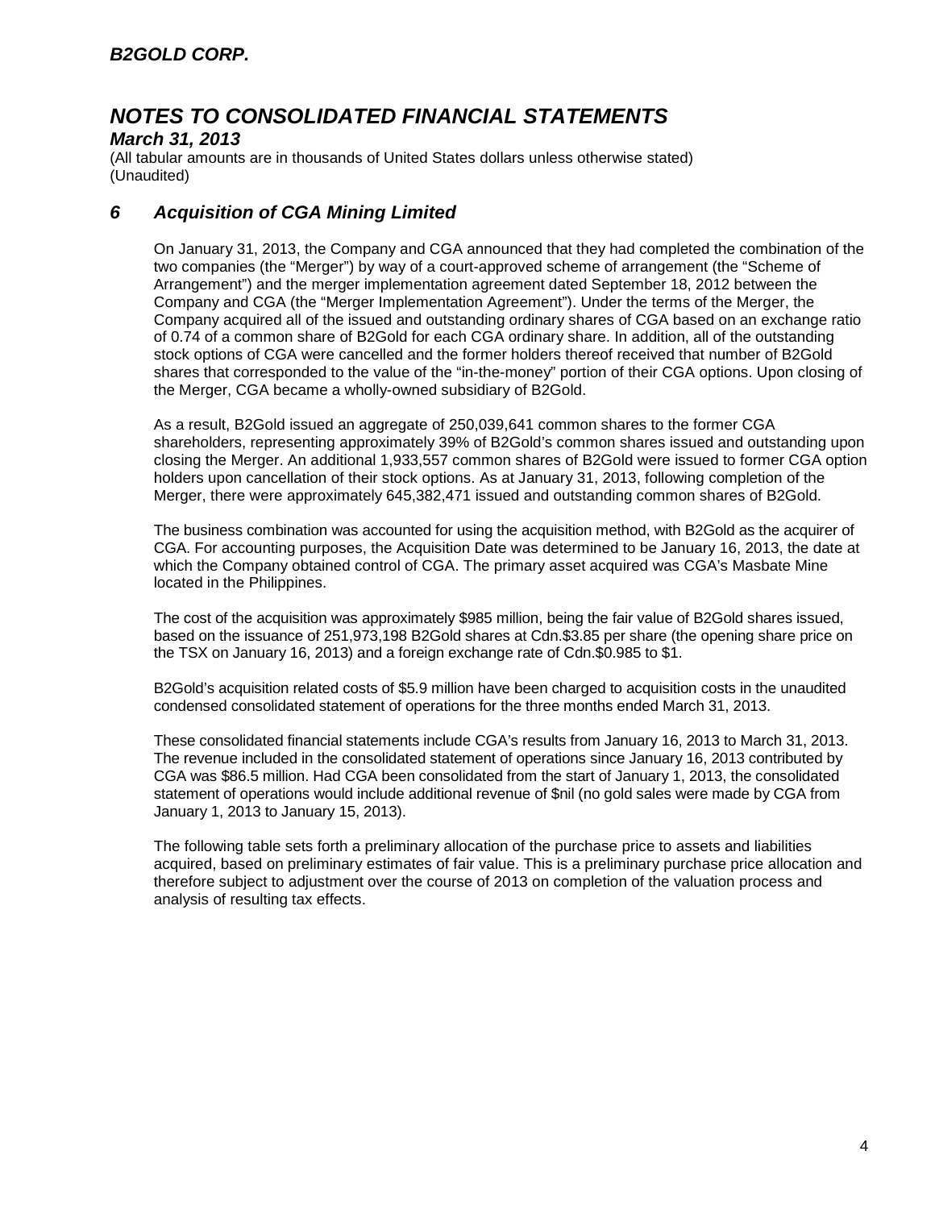## 6 Acquisition of CGA Mining Limited

On January 31, 2013, the Company and CGA announced that they had completed the combination of the two companies (the "Merger") by way of a court-approved scheme of arrangement (the "Scheme of Arrangement") and the merger implementation agreement dated September 18, 2012 between the Company and CGA (the "Merger Implementation Agreement"). Under the terms of the Merger, the Company acquired all of the issued and outstanding ordinary shares of CGA based on an exchange ratio of 0.74 of a common share of B2Gold for each CGA ordinary share. In addition, all of the outstanding stock options of CGA were cancelled and the former holders thereof received that number of B2Gold shares that corresponded to the value of the "in-the-money" portion of their CGA options. Upon closing of the Merger, CGA became a wholly-owned subsidiary of B2Gold.

As a result, B2Gold issued an aggregate of 250,039,641 common shares to the former CGA shareholders, representing approximately 39% of B2Gold's common shares issued and outstanding upon closing the Merger. An additional 1,933,557 common shares of B2Gold were issued to former CGA option holders upon cancellation of their stock options. As at January 31, 2013, following completion of the Merger, there were approximately 645,382,471 issued and outstanding common shares of B2Gold.

The business combination was accounted for using the acquisition method, with B2Gold as the acquirer of CGA. For accounting purposes, the Acquisition Date was determined to be January 16, 2013, the date at which the Company obtained control of CGA. The primary asset acquired was CGA's Masbate Mine located in the Philippines.

The cost of the acquisition was approximately $985 million, being the fair value of B2Gold shares issued, based on the issuance of 251,973,198 B2Gold shares at Cdn.$3.85 per share (the opening share price on the TSX on January 16, 2013) and a foreign exchange rate of Cdn.$0.985 to $1.

B2Gold's acquisition related costs of $5.9 million have been charged to acquisition costs in the unaudited condensed consolidated statement of operations for the three months ended March 31, 2013.

These consolidated financial statements include CGA's results from January 16, 2013 to March 31, 2013. The revenue included in the consolidated statement of operations since January 16, 2013 contributed by CGA was $86.5 million. Had CGA been consolidated from the start of January 1, 2013, the consolidated statement of operations would include additional revenue of $nil (no gold sales were made by CGA from January 1, 2013 to January 15, 2013).

The following table sets forth a preliminary allocation of the purchase price to assets and liabilities acquired, based on preliminary estimates of fair value. This is a preliminary purchase price allocation and therefore subject to adjustment over the course of 2013 on completion of the valuation process and analysis of resulting tax effects.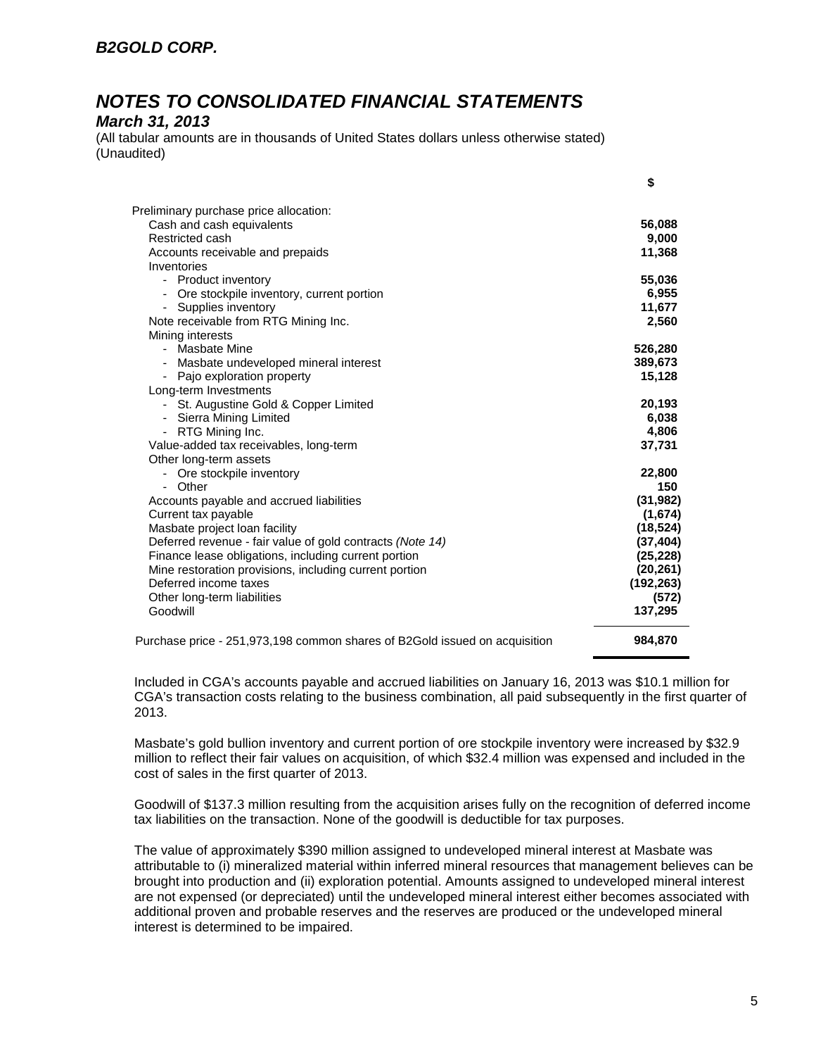| | $ |
|---|---|
| Preliminary purchase price allocation: | |
| Cash and cash equivalents | **56,088** |
| Restricted cash | **9,000** |
| Accounts receivable and prepaids | **11,368** |
| Inventories | |
| - Product inventory | **55,036** |
| - Ore stockpile inventory, current portion | **6,955** |
| - Supplies inventory | **11,677** |
| Note receivable from RTG Mining Inc. | **2,560** |
| Mining interests | |
| - Masbate Mine | **526,280** |
| - Masbate undeveloped mineral interest | **389,673** |
| - Pajo exploration property | **15,128** |
| Long-term Investments | |
| - St. Augustine Gold & Copper Limited | **20,193** |
| - Sierra Mining Limited | **6,038** |
| - RTG Mining Inc. | **4,806** |
| Value-added tax receivables, long-term | **37,731** |
| Other long-term assets | |
| - Ore stockpile inventory | **22,800** |
| - Other | **150** |
| Accounts payable and accrued liabilities | **(31,982)** |
| Current tax payable | **(1,674)** |
| Masbate project loan facility | **(18,524)** |
| Deferred revenue - fair value of gold contracts *(Note 14)* | **(37,404)** |
| Finance lease obligations, including current portion | **(25,228)** |
| Mine restoration provisions, including current portion | **(20,261)** |
| Deferred income taxes | **(192,263)** |
| Other long-term liabilities | **(572)** |
| Goodwill | **137,295** |
| Purchase price - 251,973,198 common shares of B2Gold issued on acquisition | **984,870** |

Included in CGA's accounts payable and accrued liabilities on January 16, 2013 was $10.1 million for CGA's transaction costs relating to the business combination, all paid subsequently in the first quarter of 2013.

Masbate's gold bullion inventory and current portion of ore stockpile inventory were increased by $32.9 million to reflect their fair values on acquisition, of which $32.4 million was expensed and included in the cost of sales in the first quarter of 2013.

Goodwill of $137.3 million resulting from the acquisition arises fully on the recognition of deferred income tax liabilities on the transaction. None of the goodwill is deductible for tax purposes.

The value of approximately $390 million assigned to undeveloped mineral interest at Masbate was attributable to (i) mineralized material within inferred mineral resources that management believes can be brought into production and (ii) exploration potential. Amounts assigned to undeveloped mineral interest are not expensed (or depreciated) until the undeveloped mineral interest either becomes associated with additional proven and probable reserves and the reserves are produced or the undeveloped mineral interest is determined to be impaired.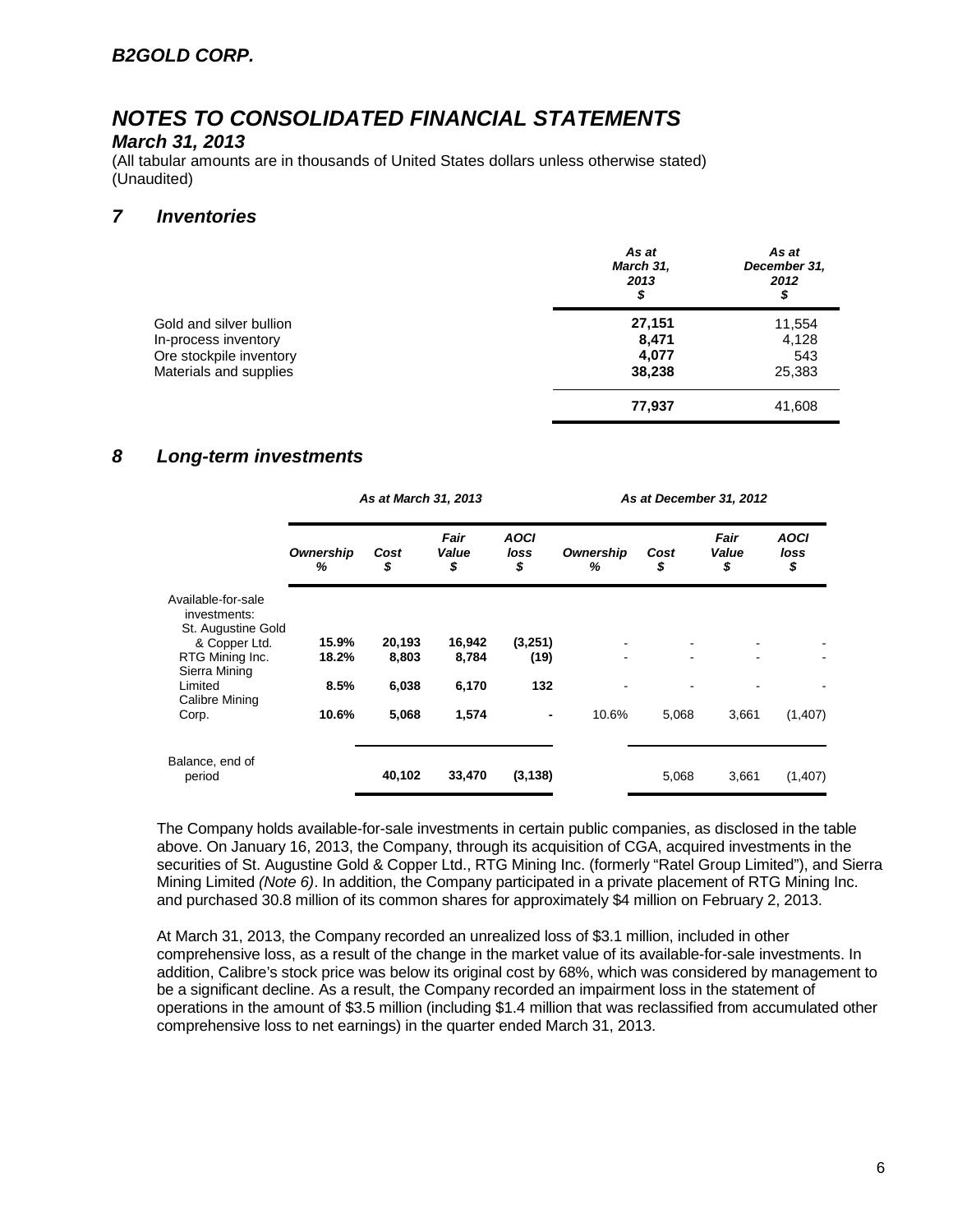## NOTES TO CONSOLIDATED FINANCIAL STATEMENTS

### March 31, 2013

(All tabular amounts are in thousands of United States dollars unless otherwise stated)
(Unaudited)

## 7 Inventories

| | As at March 31, 2013 $ | As at December 31, 2012 $ |
|---|---|---|
| Gold and silver bullion | **27,151** | 11,554 |
| In-process inventory | **8,471** | 4,128 |
| Ore stockpile inventory | **4,077** | 543 |
| Materials and supplies | **38,238** | 25,383 |
| | **77,937** | 41,608 |

## 8 Long-term investments

| | As at March 31, 2013 | | | | As at December 31, 2012 | | | |
|---|---|---|---|---|---|---|---|---|
| | Ownership % | Cost $ | Fair Value $ | AOCI loss $ | Ownership % | Cost $ | Fair Value $ | AOCI loss $ |
| Available-for-sale investments: | | | | | | | | |
| St. Augustine Gold & Copper Ltd. | **15.9%** | **20,193** | **16,942** | **(3,251)** | - | - | - | - |
| RTG Mining Inc. | **18.2%** | **8,803** | **8,784** | **(19)** | - | - | - | - |
| Sierra Mining Limited | **8.5%** | **6,038** | **6,170** | **132** | - | - | - | - |
| Calibre Mining Corp. | **10.6%** | **5,068** | **1,574** | **-** | 10.6% | 5,068 | 3,661 | (1,407) |
| Balance, end of period | | **40,102** | **33,470** | **(3,138)** | | 5,068 | 3,661 | (1,407) |

The Company holds available-for-sale investments in certain public companies, as disclosed in the table above. On January 16, 2013, the Company, through its acquisition of CGA, acquired investments in the securities of St. Augustine Gold & Copper Ltd., RTG Mining Inc. (formerly "Ratel Group Limited"), and Sierra Mining Limited *(Note 6)*. In addition, the Company participated in a private placement of RTG Mining Inc. and purchased 30.8 million of its common shares for approximately $4 million on February 2, 2013.

At March 31, 2013, the Company recorded an unrealized loss of $3.1 million, included in other comprehensive loss, as a result of the change in the market value of its available-for-sale investments. In addition, Calibre's stock price was below its original cost by 68%, which was considered by management to be a significant decline. As a result, the Company recorded an impairment loss in the statement of operations in the amount of $3.5 million (including $1.4 million that was reclassified from accumulated other comprehensive loss to net earnings) in the quarter ended March 31, 2013.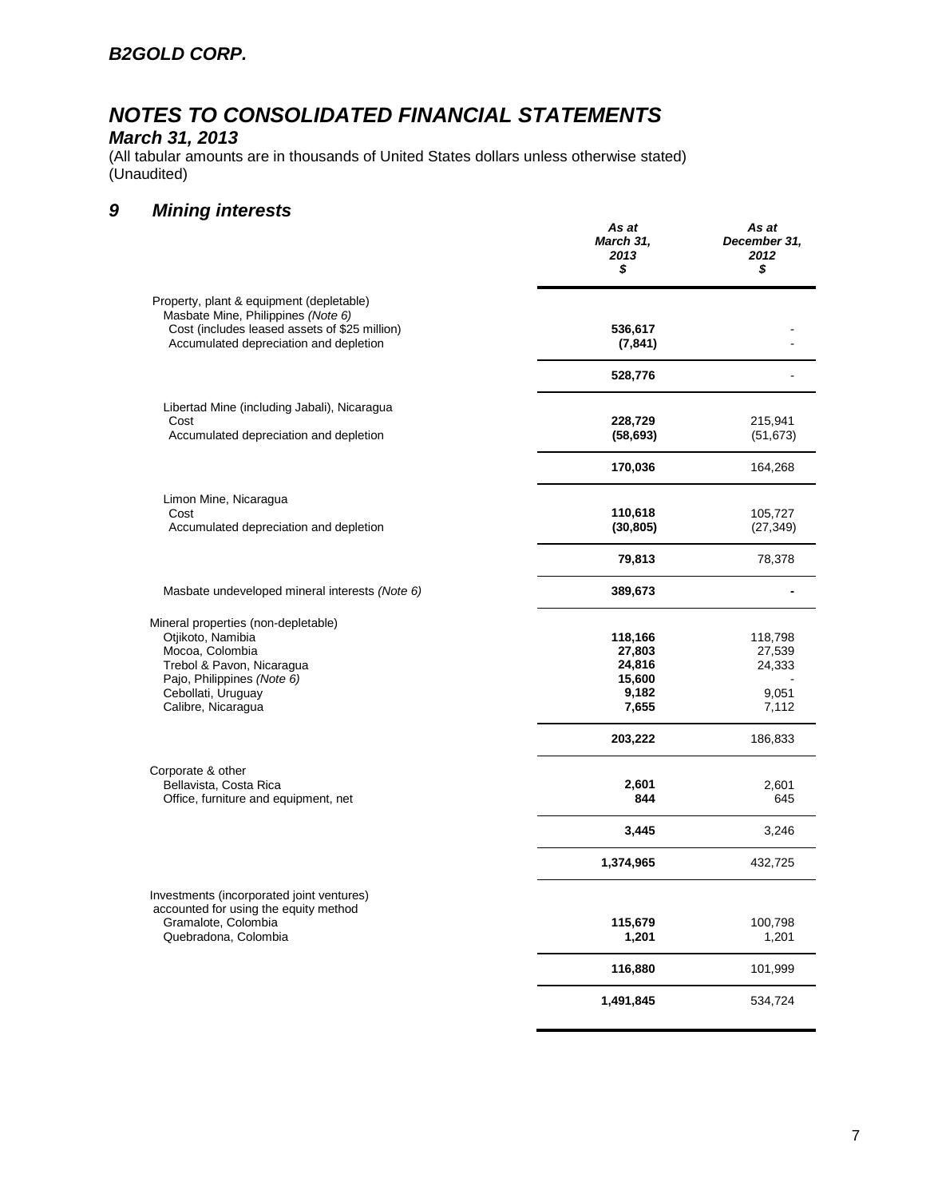## 9 Mining interests

| | As at March 31, 2013 $ | As at December 31, 2012 $ |
|---|---|---|
| Property, plant & equipment (depletable) | | |
| Masbate Mine, Philippines *(Note 6)* | | |
| Cost (includes leased assets of $25 million) | **536,617** | - |
| Accumulated depreciation and depletion | **(7,841)** | - |
| | **528,776** | - |
| Libertad Mine (including Jabali), Nicaragua | | |
| Cost | **228,729** | 215,941 |
| Accumulated depreciation and depletion | **(58,693)** | (51,673) |
| | **170,036** | 164,268 |
| Limon Mine, Nicaragua | | |
| Cost | **110,618** | 105,727 |
| Accumulated depreciation and depletion | **(30,805)** | (27,349) |
| | **79,813** | 78,378 |
| Masbate undeveloped mineral interests *(Note 6)* | **389,673** | **-** |
| Mineral properties (non-depletable) | | |
| Otjikoto, Namibia | **118,166** | 118,798 |
| Mocoa, Colombia | **27,803** | 27,539 |
| Trebol & Pavon, Nicaragua | **24,816** | 24,333 |
| Pajo, Philippines *(Note 6)* | **15,600** | - |
| Cebollati, Uruguay | **9,182** | 9,051 |
| Calibre, Nicaragua | **7,655** | 7,112 |
| | **203,222** | 186,833 |
| Corporate & other | | |
| Bellavista, Costa Rica | **2,601** | 2,601 |
| Office, furniture and equipment, net | **844** | 645 |
| | **3,445** | 3,246 |
| | **1,374,965** | 432,725 |
| Investments (incorporated joint ventures) accounted for using the equity method | | |
| Gramalote, Colombia | **115,679** | 100,798 |
| Quebradona, Colombia | **1,201** | 1,201 |
| | **116,880** | 101,999 |
| | **1,491,845** | 534,724 |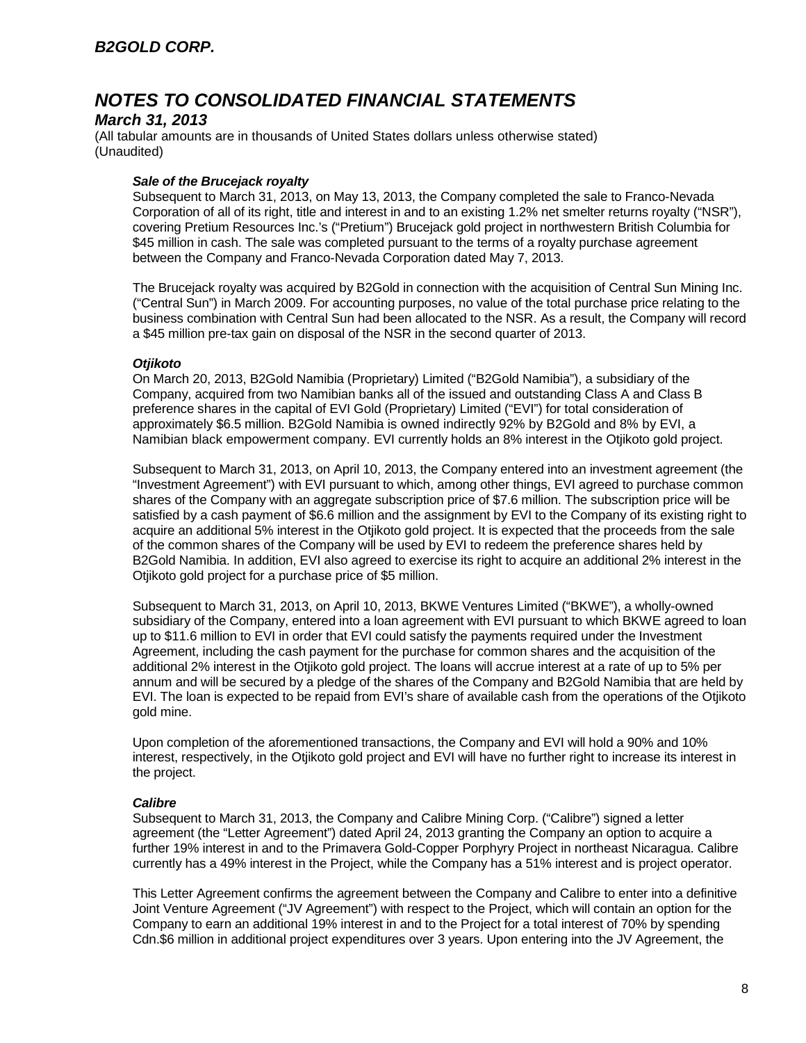## *Sale of the Brucejack royalty*

Subsequent to March 31, 2013, on May 13, 2013, the Company completed the sale to Franco-Nevada Corporation of all of its right, title and interest in and to an existing 1.2% net smelter returns royalty ("NSR"), covering Pretium Resources Inc.'s ("Pretium") Brucejack gold project in northwestern British Columbia for $45 million in cash. The sale was completed pursuant to the terms of a royalty purchase agreement between the Company and Franco-Nevada Corporation dated May 7, 2013.

The Brucejack royalty was acquired by B2Gold in connection with the acquisition of Central Sun Mining Inc. ("Central Sun") in March 2009. For accounting purposes, no value of the total purchase price relating to the business combination with Central Sun had been allocated to the NSR. As a result, the Company will record a $45 million pre-tax gain on disposal of the NSR in the second quarter of 2013.

## *Otjikoto*

On March 20, 2013, B2Gold Namibia (Proprietary) Limited ("B2Gold Namibia"), a subsidiary of the Company, acquired from two Namibian banks all of the issued and outstanding Class A and Class B preference shares in the capital of EVI Gold (Proprietary) Limited ("EVI") for total consideration of approximately $6.5 million. B2Gold Namibia is owned indirectly 92% by B2Gold and 8% by EVI, a Namibian black empowerment company. EVI currently holds an 8% interest in the Otjikoto gold project.

Subsequent to March 31, 2013, on April 10, 2013, the Company entered into an investment agreement (the "Investment Agreement") with EVI pursuant to which, among other things, EVI agreed to purchase common shares of the Company with an aggregate subscription price of $7.6 million. The subscription price will be satisfied by a cash payment of $6.6 million and the assignment by EVI to the Company of its existing right to acquire an additional 5% interest in the Otjikoto gold project. It is expected that the proceeds from the sale of the common shares of the Company will be used by EVI to redeem the preference shares held by B2Gold Namibia. In addition, EVI also agreed to exercise its right to acquire an additional 2% interest in the Otjikoto gold project for a purchase price of $5 million.

Subsequent to March 31, 2013, on April 10, 2013, BKWE Ventures Limited ("BKWE"), a wholly-owned subsidiary of the Company, entered into a loan agreement with EVI pursuant to which BKWE agreed to loan up to $11.6 million to EVI in order that EVI could satisfy the payments required under the Investment Agreement, including the cash payment for the purchase for common shares and the acquisition of the additional 2% interest in the Otjikoto gold project. The loans will accrue interest at a rate of up to 5% per annum and will be secured by a pledge of the shares of the Company and B2Gold Namibia that are held by EVI. The loan is expected to be repaid from EVI's share of available cash from the operations of the Otjikoto gold mine.

Upon completion of the aforementioned transactions, the Company and EVI will hold a 90% and 10% interest, respectively, in the Otjikoto gold project and EVI will have no further right to increase its interest in the project.

## *Calibre*

Subsequent to March 31, 2013, the Company and Calibre Mining Corp. ("Calibre") signed a letter agreement (the "Letter Agreement") dated April 24, 2013 granting the Company an option to acquire a further 19% interest in and to the Primavera Gold-Copper Porphyry Project in northeast Nicaragua. Calibre currently has a 49% interest in the Project, while the Company has a 51% interest and is project operator.

This Letter Agreement confirms the agreement between the Company and Calibre to enter into a definitive Joint Venture Agreement ("JV Agreement") with respect to the Project, which will contain an option for the Company to earn an additional 19% interest in and to the Project for a total interest of 70% by spending Cdn.$6 million in additional project expenditures over 3 years. Upon entering into the JV Agreement, the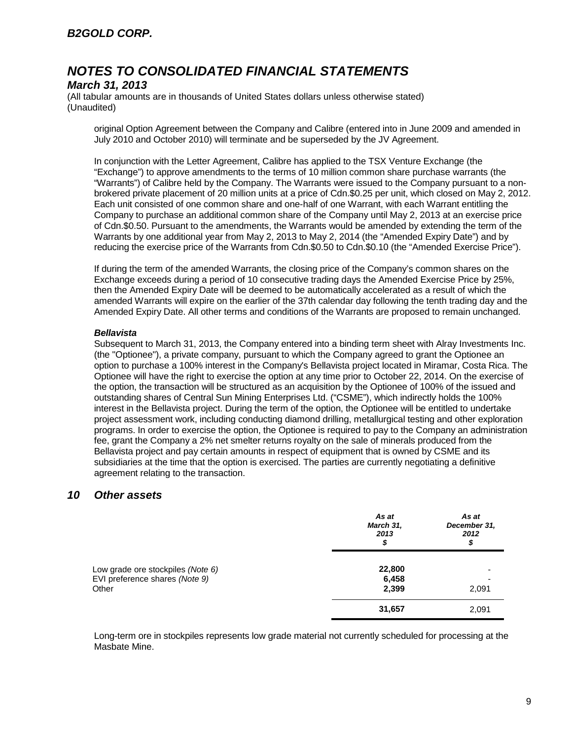original Option Agreement between the Company and Calibre (entered into in June 2009 and amended in July 2010 and October 2010) will terminate and be superseded by the JV Agreement.

In conjunction with the Letter Agreement, Calibre has applied to the TSX Venture Exchange (the "Exchange") to approve amendments to the terms of 10 million common share purchase warrants (the "Warrants") of Calibre held by the Company. The Warrants were issued to the Company pursuant to a non-brokered private placement of 20 million units at a price of Cdn.$0.25 per unit, which closed on May 2, 2012. Each unit consisted of one common share and one-half of one Warrant, with each Warrant entitling the Company to purchase an additional common share of the Company until May 2, 2013 at an exercise price of Cdn.$0.50. Pursuant to the amendments, the Warrants would be amended by extending the term of the Warrants by one additional year from May 2, 2013 to May 2, 2014 (the "Amended Expiry Date") and by reducing the exercise price of the Warrants from Cdn.$0.50 to Cdn.$0.10 (the "Amended Exercise Price").

If during the term of the amended Warrants, the closing price of the Company's common shares on the Exchange exceeds during a period of 10 consecutive trading days the Amended Exercise Price by 25%, then the Amended Expiry Date will be deemed to be automatically accelerated as a result of which the amended Warrants will expire on the earlier of the 37th calendar day following the tenth trading day and the Amended Expiry Date. All other terms and conditions of the Warrants are proposed to remain unchanged.

***Bellavista***

Subsequent to March 31, 2013, the Company entered into a binding term sheet with Alray Investments Inc. (the "Optionee"), a private company, pursuant to which the Company agreed to grant the Optionee an option to purchase a 100% interest in the Company's Bellavista project located in Miramar, Costa Rica. The Optionee will have the right to exercise the option at any time prior to October 22, 2014. On the exercise of the option, the transaction will be structured as an acquisition by the Optionee of 100% of the issued and outstanding shares of Central Sun Mining Enterprises Ltd. ("CSME"), which indirectly holds the 100% interest in the Bellavista project. During the term of the option, the Optionee will be entitled to undertake project assessment work, including conducting diamond drilling, metallurgical testing and other exploration programs. In order to exercise the option, the Optionee is required to pay to the Company an administration fee, grant the Company a 2% net smelter returns royalty on the sale of minerals produced from the Bellavista project and pay certain amounts in respect of equipment that is owned by CSME and its subsidiaries at the time that the option is exercised. The parties are currently negotiating a definitive agreement relating to the transaction.

## 10 Other assets

| | As at March 31, 2013 $ | As at December 31, 2012 $ |
|---|---|---|
| Low grade ore stockpiles *(Note 6)* | **22,800** | - |
| EVI preference shares *(Note 9)* | **6,458** | - |
| Other | **2,399** | 2,091 |
| | **31,657** | 2,091 |

Long-term ore in stockpiles represents low grade material not currently scheduled for processing at the Masbate Mine.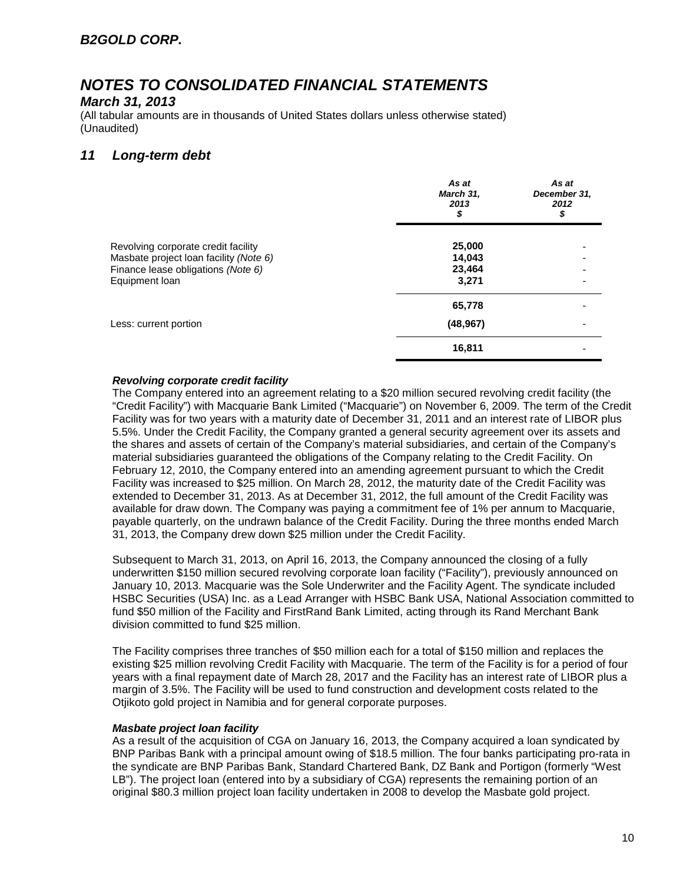# NOTES TO CONSOLIDATED FINANCIAL STATEMENTS

## March 31, 2013

(All tabular amounts are in thousands of United States dollars unless otherwise stated)
(Unaudited)

## 11 Long-term debt

| | As at March 31, 2013 $ | As at December 31, 2012 $ |
|---|---|---|
| Revolving corporate credit facility | **25,000** | - |
| Masbate project loan facility *(Note 6)* | **14,043** | - |
| Finance lease obligations *(Note 6)* | **23,464** | - |
| Equipment loan | **3,271** | - |
| | **65,778** | - |
| Less: current portion | **(48,967)** | - |
| | **16,811** | - |

### *Revolving corporate credit facility*

The Company entered into an agreement relating to a $20 million secured revolving credit facility (the "Credit Facility") with Macquarie Bank Limited ("Macquarie") on November 6, 2009. The term of the Credit Facility was for two years with a maturity date of December 31, 2011 and an interest rate of LIBOR plus 5.5%. Under the Credit Facility, the Company granted a general security agreement over its assets and the shares and assets of certain of the Company's material subsidiaries, and certain of the Company's material subsidiaries guaranteed the obligations of the Company relating to the Credit Facility. On February 12, 2010, the Company entered into an amending agreement pursuant to which the Credit Facility was increased to $25 million. On March 28, 2012, the maturity date of the Credit Facility was extended to December 31, 2013. As at December 31, 2012, the full amount of the Credit Facility was available for draw down. The Company was paying a commitment fee of 1% per annum to Macquarie, payable quarterly, on the undrawn balance of the Credit Facility. During the three months ended March 31, 2013, the Company drew down $25 million under the Credit Facility.

Subsequent to March 31, 2013, on April 16, 2013, the Company announced the closing of a fully underwritten $150 million secured revolving corporate loan facility ("Facility"), previously announced on January 10, 2013. Macquarie was the Sole Underwriter and the Facility Agent. The syndicate included HSBC Securities (USA) Inc. as a Lead Arranger with HSBC Bank USA, National Association committed to fund $50 million of the Facility and FirstRand Bank Limited, acting through its Rand Merchant Bank division committed to fund $25 million.

The Facility comprises three tranches of $50 million each for a total of $150 million and replaces the existing $25 million revolving Credit Facility with Macquarie. The term of the Facility is for a period of four years with a final repayment date of March 28, 2017 and the Facility has an interest rate of LIBOR plus a margin of 3.5%. The Facility will be used to fund construction and development costs related to the Otjikoto gold project in Namibia and for general corporate purposes.

### *Masbate project loan facility*

As a result of the acquisition of CGA on January 16, 2013, the Company acquired a loan syndicated by BNP Paribas Bank with a principal amount owing of $18.5 million. The four banks participating pro-rata in the syndicate are BNP Paribas Bank, Standard Chartered Bank, DZ Bank and Portigon (formerly "West LB"). The project loan (entered into by a subsidiary of CGA) represents the remaining portion of an original $80.3 million project loan facility undertaken in 2008 to develop the Masbate gold project.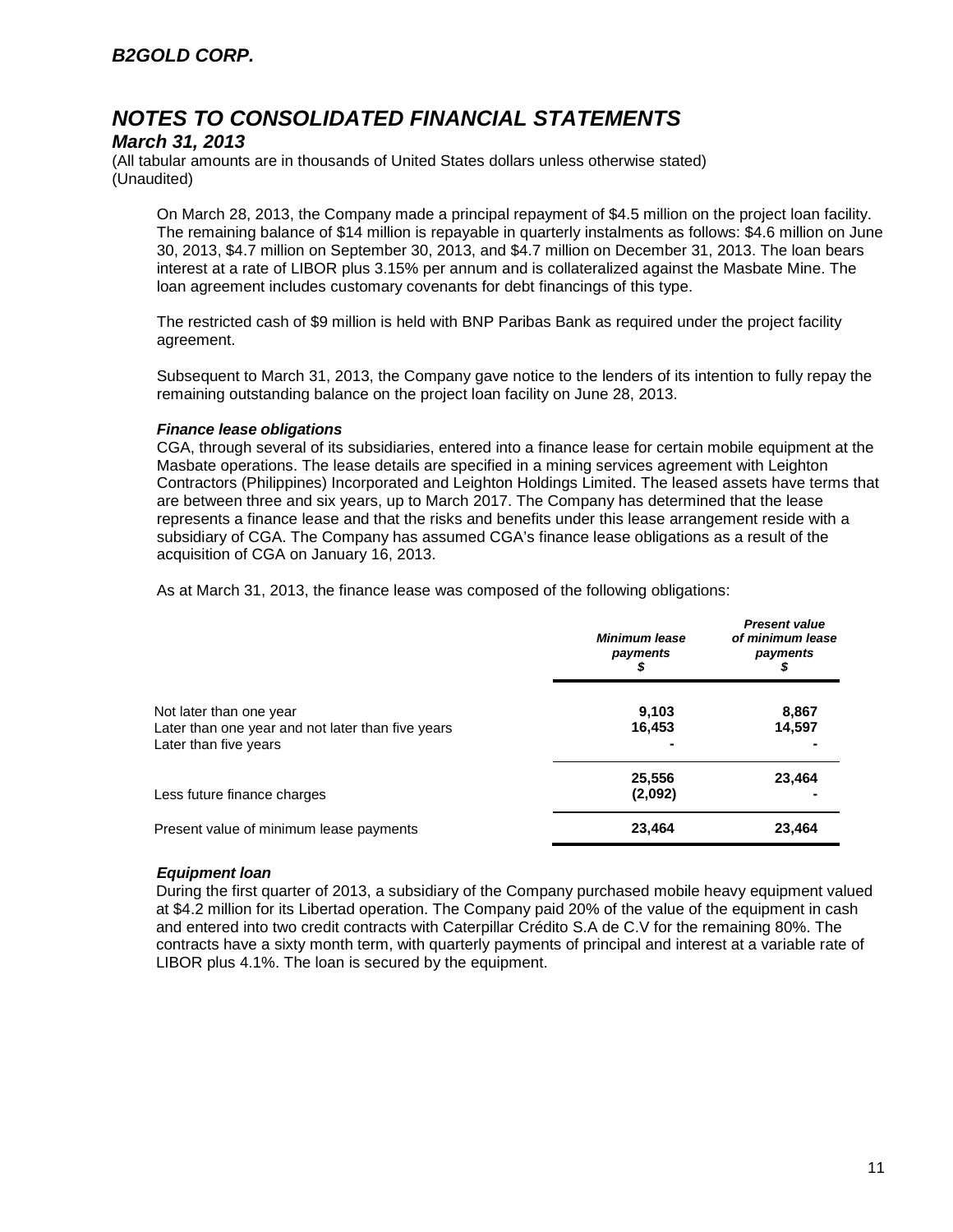On March 28, 2013, the Company made a principal repayment of $4.5 million on the project loan facility. The remaining balance of $14 million is repayable in quarterly instalments as follows: $4.6 million on June 30, 2013, $4.7 million on September 30, 2013, and $4.7 million on December 31, 2013. The loan bears interest at a rate of LIBOR plus 3.15% per annum and is collateralized against the Masbate Mine. The loan agreement includes customary covenants for debt financings of this type.

The restricted cash of $9 million is held with BNP Paribas Bank as required under the project facility agreement.

Subsequent to March 31, 2013, the Company gave notice to the lenders of its intention to fully repay the remaining outstanding balance on the project loan facility on June 28, 2013.

***Finance lease obligations***

CGA, through several of its subsidiaries, entered into a finance lease for certain mobile equipment at the Masbate operations. The lease details are specified in a mining services agreement with Leighton Contractors (Philippines) Incorporated and Leighton Holdings Limited. The leased assets have terms that are between three and six years, up to March 2017. The Company has determined that the lease represents a finance lease and that the risks and benefits under this lease arrangement reside with a subsidiary of CGA. The Company has assumed CGA's finance lease obligations as a result of the acquisition of CGA on January 16, 2013.

As at March 31, 2013, the finance lease was composed of the following obligations:

| | *Minimum lease payments* $ | *Present value of minimum lease payments* $ |
|---|---|---|
| Not later than one year | **9,103** | **8,867** |
| Later than one year and not later than five years | **16,453** | **14,597** |
| Later than five years | **-** | **-** |
| | **25,556** | **23,464** |
| Less future finance charges | **(2,092)** | **-** |
| Present value of minimum lease payments | **23,464** | **23,464** |

***Equipment loan***

During the first quarter of 2013, a subsidiary of the Company purchased mobile heavy equipment valued at $4.2 million for its Libertad operation. The Company paid 20% of the value of the equipment in cash and entered into two credit contracts with Caterpillar Crédito S.A de C.V for the remaining 80%. The contracts have a sixty month term, with quarterly payments of principal and interest at a variable rate of LIBOR plus 4.1%. The loan is secured by the equipment.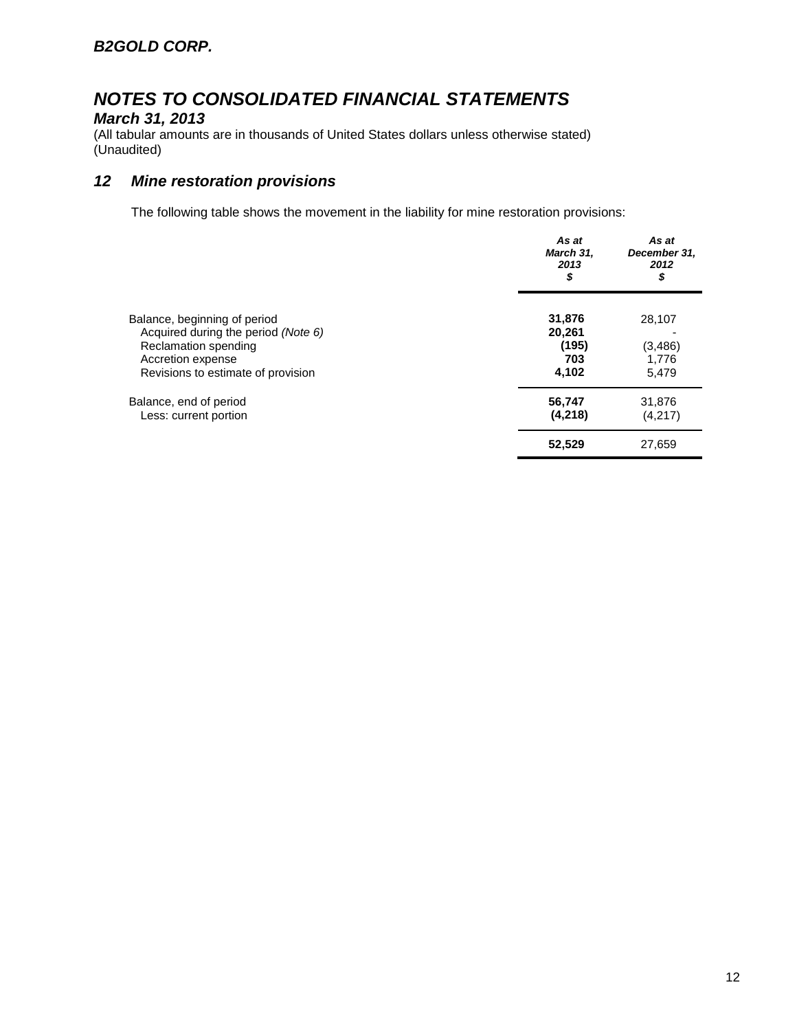***B2GOLD CORP.***

# *NOTES TO CONSOLIDATED FINANCIAL STATEMENTS*

***March 31, 2013***

(All tabular amounts are in thousands of United States dollars unless otherwise stated)
(Unaudited)

## *12 Mine restoration provisions*

The following table shows the movement in the liability for mine restoration provisions:

| | ***As at March 31, 2013 $*** | ***As at December 31, 2012 $*** |
|---|---|---|
| Balance, beginning of period | **31,876** | 28,107 |
| Acquired during the period *(Note 6)* | **20,261** | - |
| Reclamation spending | **(195)** | (3,486) |
| Accretion expense | **703** | 1,776 |
| Revisions to estimate of provision | **4,102** | 5,479 |
| Balance, end of period | **56,747** | 31,876 |
| Less: current portion | **(4,218)** | (4,217) |
| | **52,529** | 27,659 |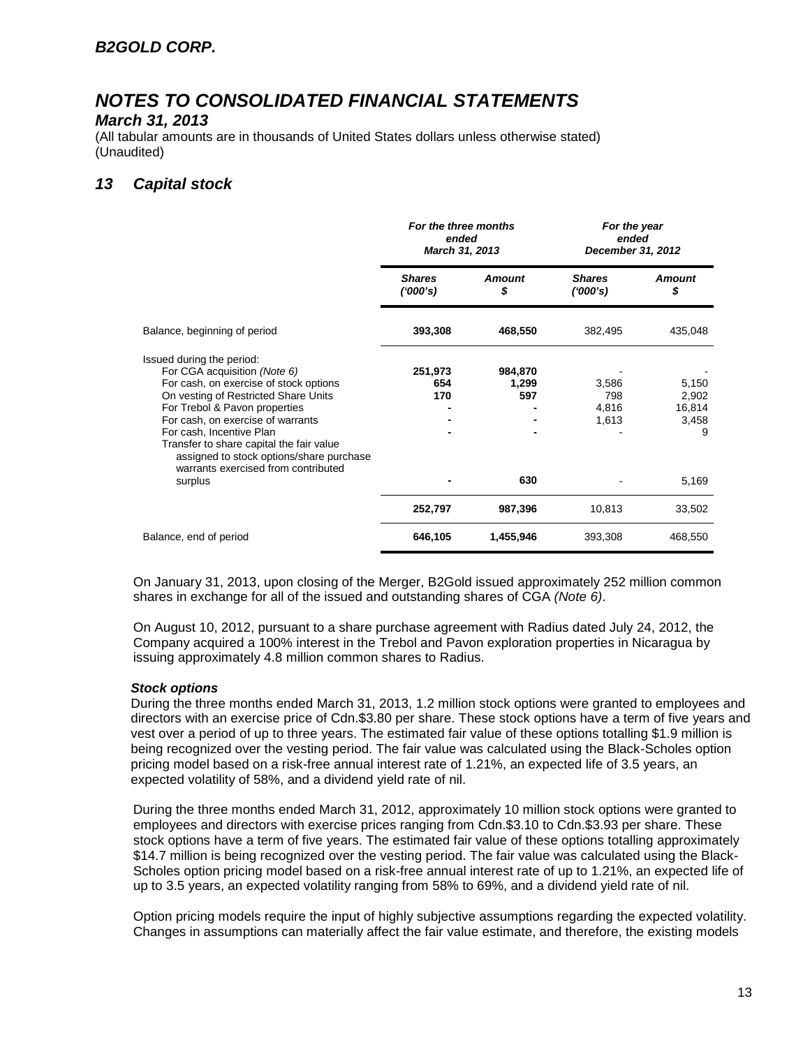## 13 Capital stock

| | For the three months ended March 31, 2013 | | For the year ended December 31, 2012 | |
|---|---|---|---|---|
| | **Shares ('000's)** | **Amount $** | **Shares ('000's)** | **Amount $** |
| Balance, beginning of period | **393,308** | **468,550** | 382,495 | 435,048 |
| Issued during the period: | | | | |
| For CGA acquisition *(Note 6)* | **251,973** | **984,870** | - | - |
| For cash, on exercise of stock options | **654** | **1,299** | 3,586 | 5,150 |
| On vesting of Restricted Share Units | **170** | **597** | 798 | 2,902 |
| For Trebol & Pavon properties | **-** | **-** | 4,816 | 16,814 |
| For cash, on exercise of warrants | **-** | **-** | 1,613 | 3,458 |
| For cash, Incentive Plan | **-** | **-** | - | 9 |
| Transfer to share capital the fair value assigned to stock options/share purchase warrants exercised from contributed surplus | **-** | **630** | - | 5,169 |
| | **252,797** | **987,396** | 10,813 | 33,502 |
| Balance, end of period | **646,105** | **1,455,946** | 393,308 | 468,550 |

On January 31, 2013, upon closing of the Merger, B2Gold issued approximately 252 million common shares in exchange for all of the issued and outstanding shares of CGA *(Note 6)*.

On August 10, 2012, pursuant to a share purchase agreement with Radius dated July 24, 2012, the Company acquired a 100% interest in the Trebol and Pavon exploration properties in Nicaragua by issuing approximately 4.8 million common shares to Radius.

### *Stock options*

During the three months ended March 31, 2013, 1.2 million stock options were granted to employees and directors with an exercise price of Cdn.$3.80 per share. These stock options have a term of five years and vest over a period of up to three years. The estimated fair value of these options totalling $1.9 million is being recognized over the vesting period. The fair value was calculated using the Black-Scholes option pricing model based on a risk-free annual interest rate of 1.21%, an expected life of 3.5 years, an expected volatility of 58%, and a dividend yield rate of nil.

During the three months ended March 31, 2012, approximately 10 million stock options were granted to employees and directors with exercise prices ranging from Cdn.$3.10 to Cdn.$3.93 per share. These stock options have a term of five years. The estimated fair value of these options totalling approximately $14.7 million is being recognized over the vesting period. The fair value was calculated using the Black-Scholes option pricing model based on a risk-free annual interest rate of up to 1.21%, an expected life of up to 3.5 years, an expected volatility ranging from 58% to 69%, and a dividend yield rate of nil.

Option pricing models require the input of highly subjective assumptions regarding the expected volatility. Changes in assumptions can materially affect the fair value estimate, and therefore, the existing models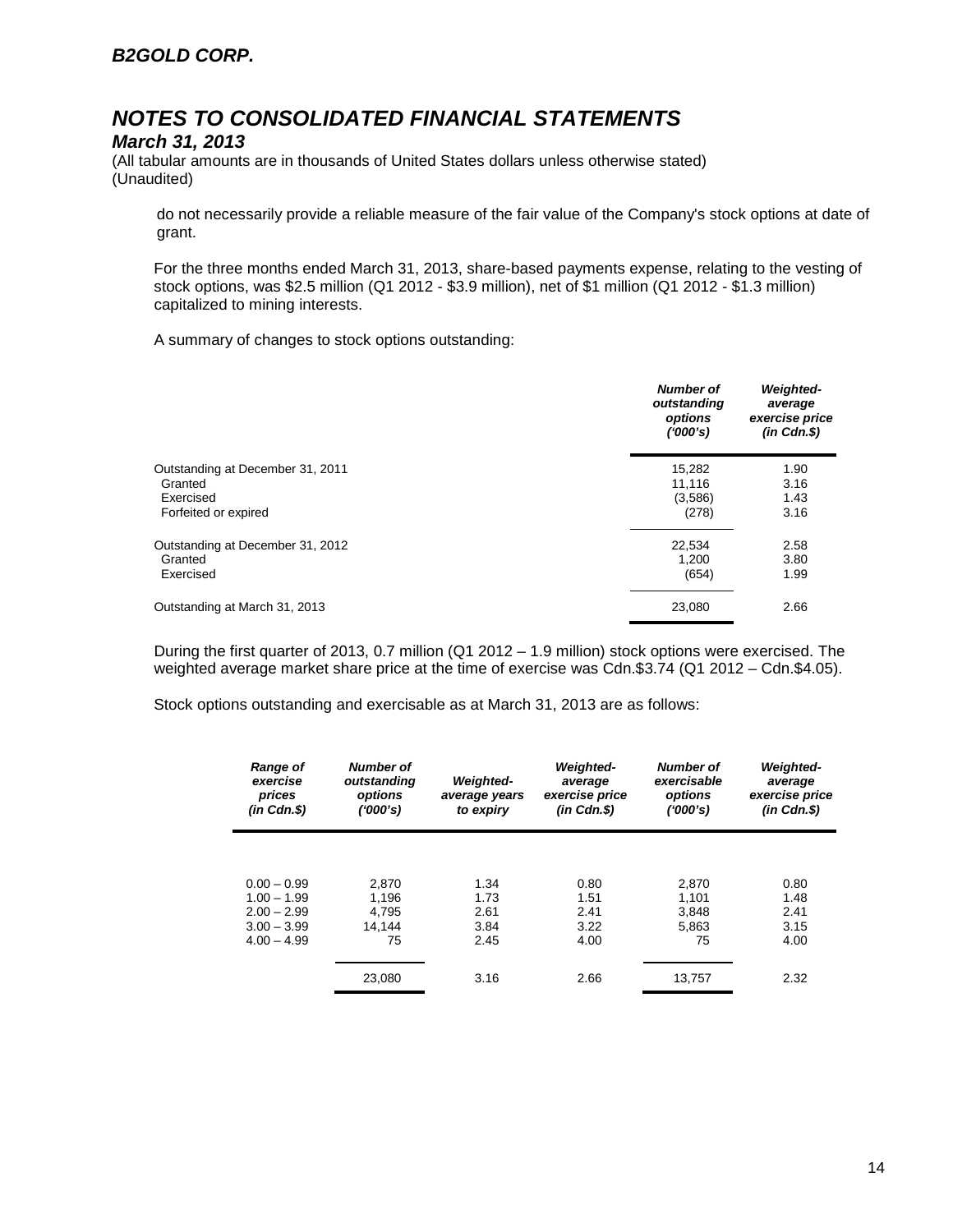do not necessarily provide a reliable measure of the fair value of the Company's stock options at date of grant.

For the three months ended March 31, 2013, share-based payments expense, relating to the vesting of stock options, was $2.5 million (Q1 2012 - $3.9 million), net of $1 million (Q1 2012 - $1.3 million) capitalized to mining interests.

A summary of changes to stock options outstanding:

| | *Number of outstanding options ('000's)* | *Weighted-average exercise price (in Cdn.$)* |
|---|---|---|
| Outstanding at December 31, 2011 | 15,282 | 1.90 |
| Granted | 11,116 | 3.16 |
| Exercised | (3,586) | 1.43 |
| Forfeited or expired | (278) | 3.16 |
| Outstanding at December 31, 2012 | 22,534 | 2.58 |
| Granted | 1,200 | 3.80 |
| Exercised | (654) | 1.99 |
| Outstanding at March 31, 2013 | 23,080 | 2.66 |

During the first quarter of 2013, 0.7 million (Q1 2012 – 1.9 million) stock options were exercised. The weighted average market share price at the time of exercise was Cdn.$3.74 (Q1 2012 – Cdn.$4.05).

Stock options outstanding and exercisable as at March 31, 2013 are as follows:

| *Range of exercise prices (in Cdn.$)* | *Number of outstanding options ('000's)* | *Weighted-average years to expiry* | *Weighted-average exercise price (in Cdn.$)* | *Number of exercisable options ('000's)* | *Weighted-average exercise price (in Cdn.$)* |
|---|---|---|---|---|---|
| 0.00 – 0.99 | 2,870 | 1.34 | 0.80 | 2,870 | 0.80 |
| 1.00 – 1.99 | 1,196 | 1.73 | 1.51 | 1,101 | 1.48 |
| 2.00 – 2.99 | 4,795 | 2.61 | 2.41 | 3,848 | 2.41 |
| 3.00 – 3.99 | 14,144 | 3.84 | 3.22 | 5,863 | 3.15 |
| 4.00 – 4.99 | 75 | 2.45 | 4.00 | 75 | 4.00 |
| | 23,080 | 3.16 | 2.66 | 13,757 | 2.32 |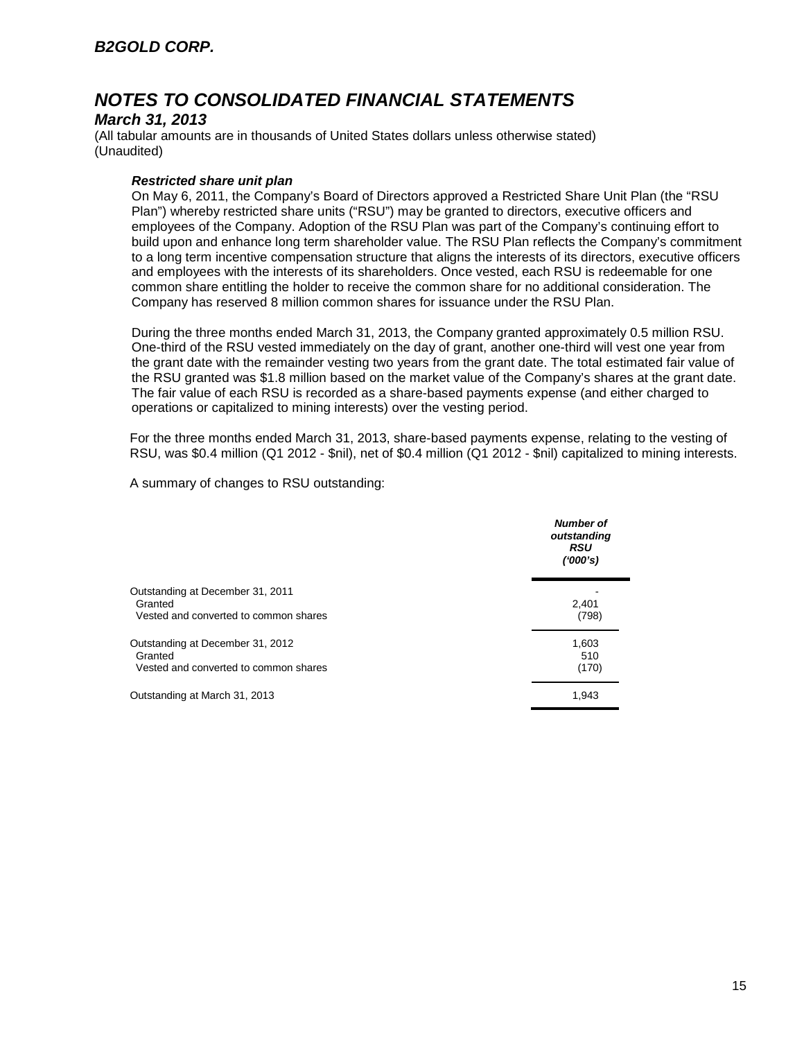### *Restricted share unit plan*

On May 6, 2011, the Company's Board of Directors approved a Restricted Share Unit Plan (the "RSU Plan") whereby restricted share units ("RSU") may be granted to directors, executive officers and employees of the Company. Adoption of the RSU Plan was part of the Company's continuing effort to build upon and enhance long term shareholder value. The RSU Plan reflects the Company's commitment to a long term incentive compensation structure that aligns the interests of its directors, executive officers and employees with the interests of its shareholders. Once vested, each RSU is redeemable for one common share entitling the holder to receive the common share for no additional consideration. The Company has reserved 8 million common shares for issuance under the RSU Plan.

During the three months ended March 31, 2013, the Company granted approximately 0.5 million RSU. One-third of the RSU vested immediately on the day of grant, another one-third will vest one year from the grant date with the remainder vesting two years from the grant date. The total estimated fair value of the RSU granted was $1.8 million based on the market value of the Company's shares at the grant date. The fair value of each RSU is recorded as a share-based payments expense (and either charged to operations or capitalized to mining interests) over the vesting period.

For the three months ended March 31, 2013, share-based payments expense, relating to the vesting of RSU, was $0.4 million (Q1 2012 - $nil), net of $0.4 million (Q1 2012 - $nil) capitalized to mining interests.

A summary of changes to RSU outstanding:

| | *Number of outstanding RSU ('000's)* |
|---|---|
| Outstanding at December 31, 2011 | - |
| Granted | 2,401 |
| Vested and converted to common shares | (798) |
| Outstanding at December 31, 2012 | 1,603 |
| Granted | 510 |
| Vested and converted to common shares | (170) |
| Outstanding at March 31, 2013 | 1,943 |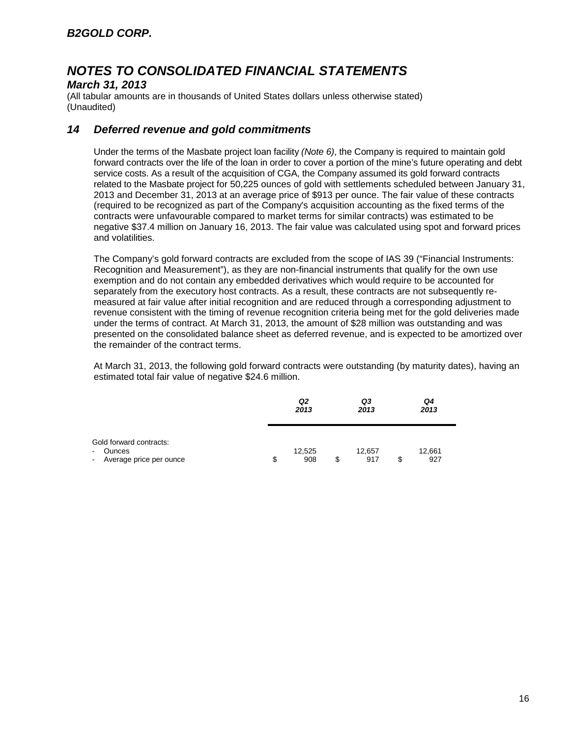# NOTES TO CONSOLIDATED FINANCIAL STATEMENTS

***March 31, 2013***

(All tabular amounts are in thousands of United States dollars unless otherwise stated)
(Unaudited)

## 14 Deferred revenue and gold commitments

Under the terms of the Masbate project loan facility *(Note 6)*, the Company is required to maintain gold forward contracts over the life of the loan in order to cover a portion of the mine's future operating and debt service costs. As a result of the acquisition of CGA, the Company assumed its gold forward contracts related to the Masbate project for 50,225 ounces of gold with settlements scheduled between January 31, 2013 and December 31, 2013 at an average price of $913 per ounce. The fair value of these contracts (required to be recognized as part of the Company's acquisition accounting as the fixed terms of the contracts were unfavourable compared to market terms for similar contracts) was estimated to be negative $37.4 million on January 16, 2013. The fair value was calculated using spot and forward prices and volatilities.

The Company's gold forward contracts are excluded from the scope of IAS 39 ("Financial Instruments: Recognition and Measurement"), as they are non-financial instruments that qualify for the own use exemption and do not contain any embedded derivatives which would require to be accounted for separately from the executory host contracts. As a result, these contracts are not subsequently re-measured at fair value after initial recognition and are reduced through a corresponding adjustment to revenue consistent with the timing of revenue recognition criteria being met for the gold deliveries made under the terms of contract. At March 31, 2013, the amount of $28 million was outstanding and was presented on the consolidated balance sheet as deferred revenue, and is expected to be amortized over the remainder of the contract terms.

At March 31, 2013, the following gold forward contracts were outstanding (by maturity dates), having an estimated total fair value of negative $24.6 million.

| | *Q2 2013* | *Q3 2013* | *Q4 2013* |
|---|---|---|---|
| Gold forward contracts: | | | |
| - Ounces | 12,525 | 12,657 | 12,661 |
| - Average price per ounce | $ 908 | $ 917 | $ 927 |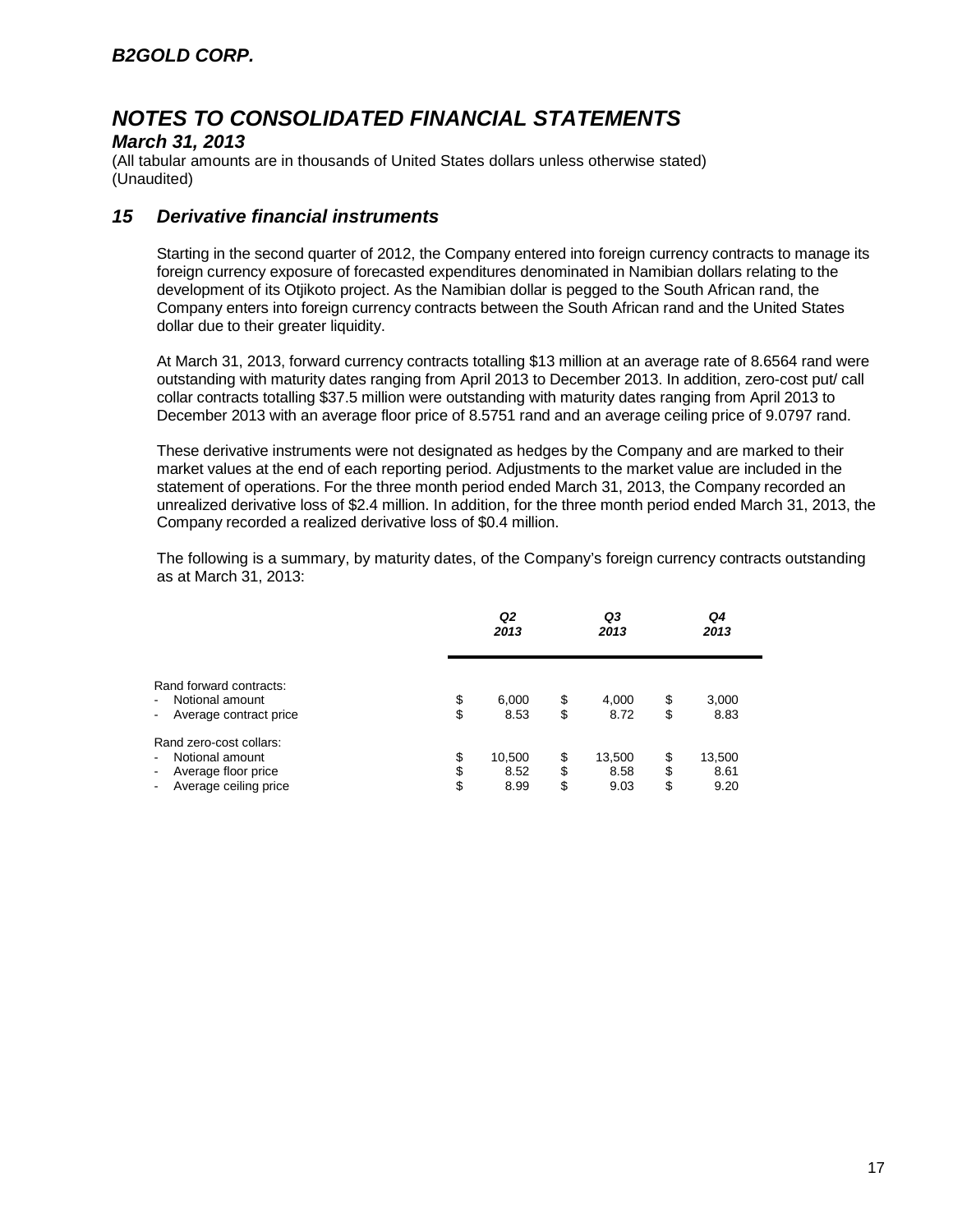# B2GOLD CORP.

## *NOTES TO CONSOLIDATED FINANCIAL STATEMENTS*

***March 31, 2013***

(All tabular amounts are in thousands of United States dollars unless otherwise stated)
(Unaudited)

## *15 Derivative financial instruments*

Starting in the second quarter of 2012, the Company entered into foreign currency contracts to manage its foreign currency exposure of forecasted expenditures denominated in Namibian dollars relating to the development of its Otjikoto project. As the Namibian dollar is pegged to the South African rand, the Company enters into foreign currency contracts between the South African rand and the United States dollar due to their greater liquidity.

At March 31, 2013, forward currency contracts totalling $13 million at an average rate of 8.6564 rand were outstanding with maturity dates ranging from April 2013 to December 2013. In addition, zero-cost put/ call collar contracts totalling $37.5 million were outstanding with maturity dates ranging from April 2013 to December 2013 with an average floor price of 8.5751 rand and an average ceiling price of 9.0797 rand.

These derivative instruments were not designated as hedges by the Company and are marked to their market values at the end of each reporting period. Adjustments to the market value are included in the statement of operations. For the three month period ended March 31, 2013, the Company recorded an unrealized derivative loss of $2.4 million. In addition, for the three month period ended March 31, 2013, the Company recorded a realized derivative loss of $0.4 million.

The following is a summary, by maturity dates, of the Company's foreign currency contracts outstanding as at March 31, 2013:

| | *Q2 2013* | *Q3 2013* | *Q4 2013* |
|---|---|---|---|
| Rand forward contracts: | | | |
| - Notional amount | $ 6,000 | $ 4,000 | $ 3,000 |
| - Average contract price | $ 8.53 | $ 8.72 | $ 8.83 |
| Rand zero-cost collars: | | | |
| - Notional amount | $ 10,500 | $ 13,500 | $ 13,500 |
| - Average floor price | $ 8.52 | $ 8.58 | $ 8.61 |
| - Average ceiling price | $ 8.99 | $ 9.03 | $ 9.20 |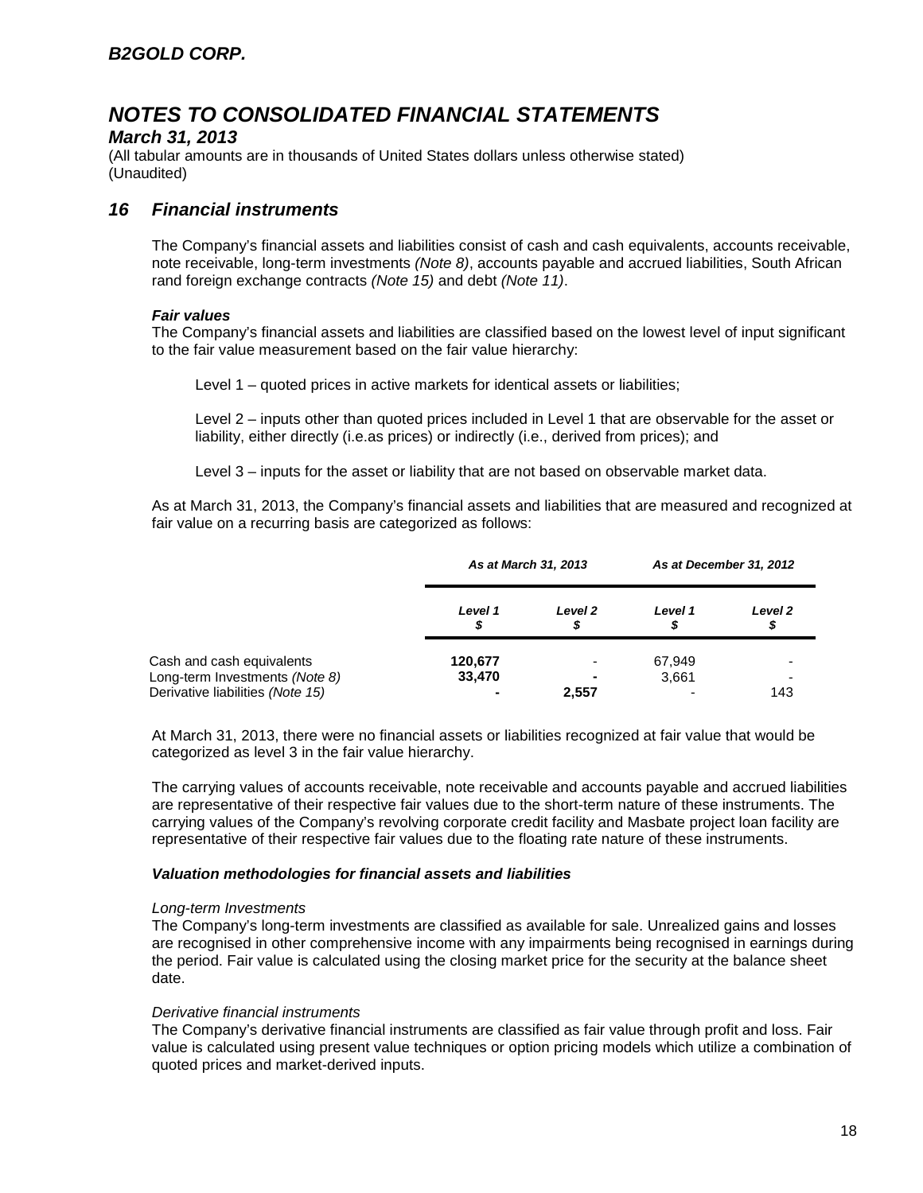# *B2GOLD CORP.*

## *NOTES TO CONSOLIDATED FINANCIAL STATEMENTS*

***March 31, 2013***

(All tabular amounts are in thousands of United States dollars unless otherwise stated)
(Unaudited)

## *16 Financial instruments*

The Company's financial assets and liabilities consist of cash and cash equivalents, accounts receivable, note receivable, long-term investments *(Note 8)*, accounts payable and accrued liabilities, South African rand foreign exchange contracts *(Note 15)* and debt *(Note 11)*.

***Fair values***

The Company's financial assets and liabilities are classified based on the lowest level of input significant to the fair value measurement based on the fair value hierarchy:

Level 1 – quoted prices in active markets for identical assets or liabilities;

Level 2 – inputs other than quoted prices included in Level 1 that are observable for the asset or liability, either directly (i.e.as prices) or indirectly (i.e., derived from prices); and

Level 3 – inputs for the asset or liability that are not based on observable market data.

As at March 31, 2013, the Company's financial assets and liabilities that are measured and recognized at fair value on a recurring basis are categorized as follows:

| | *As at March 31, 2013* | | *As at December 31, 2012* | |
|---|---|---|---|---|
| | *Level 1* *$* | *Level 2* *$* | *Level 1* *$* | *Level 2* *$* |
| Cash and cash equivalents | **120,677** | - | 67,949 | - |
| Long-term Investments *(Note 8)* | **33,470** | **-** | 3,661 | - |
| Derivative liabilities *(Note 15)* | **-** | **2,557** | - | 143 |

At March 31, 2013, there were no financial assets or liabilities recognized at fair value that would be categorized as level 3 in the fair value hierarchy.

The carrying values of accounts receivable, note receivable and accounts payable and accrued liabilities are representative of their respective fair values due to the short-term nature of these instruments. The carrying values of the Company's revolving corporate credit facility and Masbate project loan facility are representative of their respective fair values due to the floating rate nature of these instruments.

***Valuation methodologies for financial assets and liabilities***

*Long-term Investments*

The Company's long-term investments are classified as available for sale. Unrealized gains and losses are recognised in other comprehensive income with any impairments being recognised in earnings during the period. Fair value is calculated using the closing market price for the security at the balance sheet date.

*Derivative financial instruments*

The Company's derivative financial instruments are classified as fair value through profit and loss. Fair value is calculated using present value techniques or option pricing models which utilize a combination of quoted prices and market-derived inputs.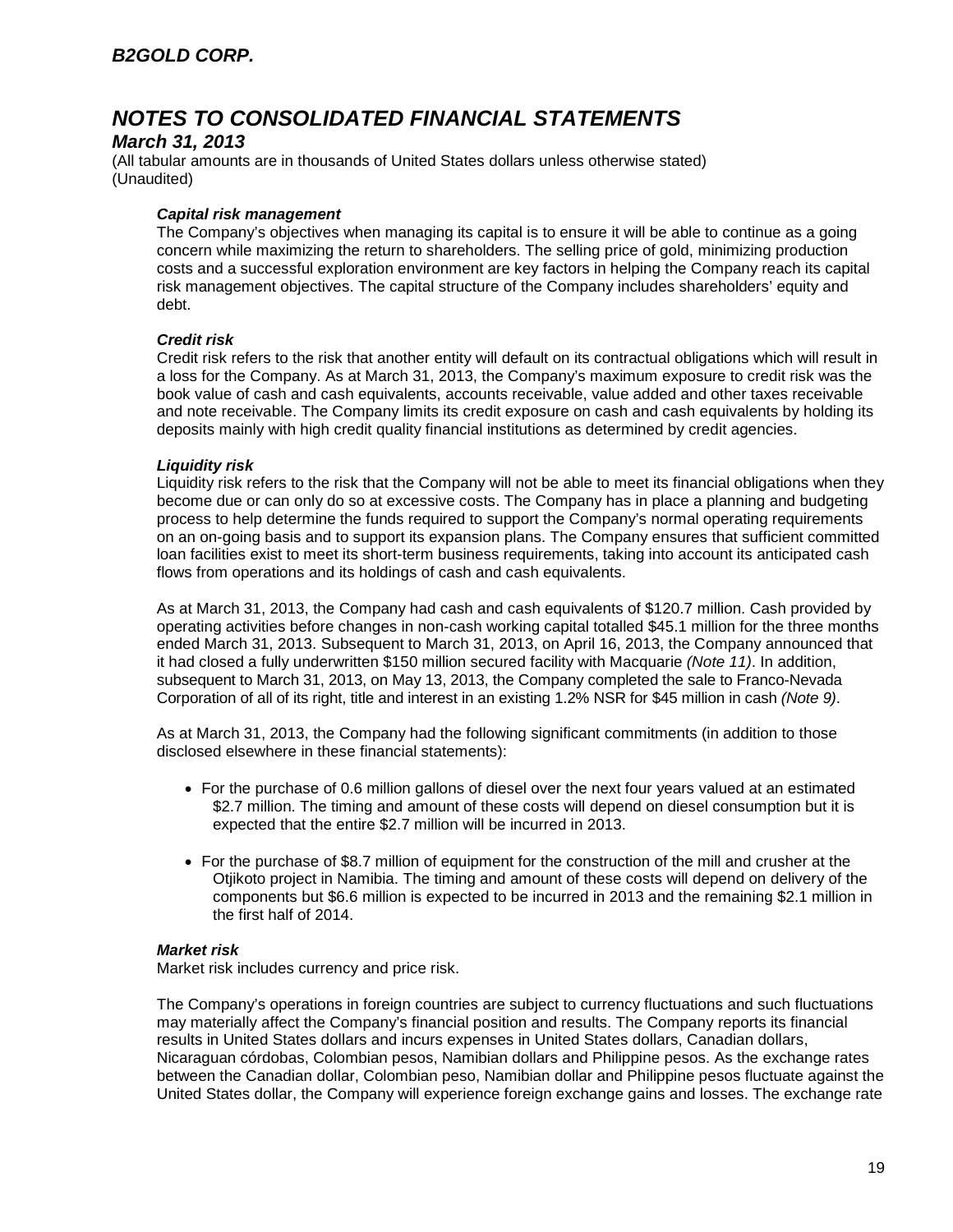#### *Capital risk management*

The Company's objectives when managing its capital is to ensure it will be able to continue as a going concern while maximizing the return to shareholders. The selling price of gold, minimizing production costs and a successful exploration environment are key factors in helping the Company reach its capital risk management objectives. The capital structure of the Company includes shareholders' equity and debt.

#### *Credit risk*

Credit risk refers to the risk that another entity will default on its contractual obligations which will result in a loss for the Company. As at March 31, 2013, the Company's maximum exposure to credit risk was the book value of cash and cash equivalents, accounts receivable, value added and other taxes receivable and note receivable. The Company limits its credit exposure on cash and cash equivalents by holding its deposits mainly with high credit quality financial institutions as determined by credit agencies.

#### *Liquidity risk*

Liquidity risk refers to the risk that the Company will not be able to meet its financial obligations when they become due or can only do so at excessive costs. The Company has in place a planning and budgeting process to help determine the funds required to support the Company's normal operating requirements on an on-going basis and to support its expansion plans. The Company ensures that sufficient committed loan facilities exist to meet its short-term business requirements, taking into account its anticipated cash flows from operations and its holdings of cash and cash equivalents.

As at March 31, 2013, the Company had cash and cash equivalents of $120.7 million. Cash provided by operating activities before changes in non-cash working capital totalled $45.1 million for the three months ended March 31, 2013. Subsequent to March 31, 2013, on April 16, 2013, the Company announced that it had closed a fully underwritten $150 million secured facility with Macquarie *(Note 11)*. In addition, subsequent to March 31, 2013, on May 13, 2013, the Company completed the sale to Franco-Nevada Corporation of all of its right, title and interest in an existing 1.2% NSR for $45 million in cash *(Note 9)*.

As at March 31, 2013, the Company had the following significant commitments (in addition to those disclosed elsewhere in these financial statements):

- For the purchase of 0.6 million gallons of diesel over the next four years valued at an estimated $2.7 million. The timing and amount of these costs will depend on diesel consumption but it is expected that the entire $2.7 million will be incurred in 2013.
- For the purchase of $8.7 million of equipment for the construction of the mill and crusher at the Otjikoto project in Namibia. The timing and amount of these costs will depend on delivery of the components but $6.6 million is expected to be incurred in 2013 and the remaining $2.1 million in the first half of 2014.

#### *Market risk*

Market risk includes currency and price risk.

The Company's operations in foreign countries are subject to currency fluctuations and such fluctuations may materially affect the Company's financial position and results. The Company reports its financial results in United States dollars and incurs expenses in United States dollars, Canadian dollars, Nicaraguan córdobas, Colombian pesos, Namibian dollars and Philippine pesos. As the exchange rates between the Canadian dollar, Colombian peso, Namibian dollar and Philippine pesos fluctuate against the United States dollar, the Company will experience foreign exchange gains and losses. The exchange rate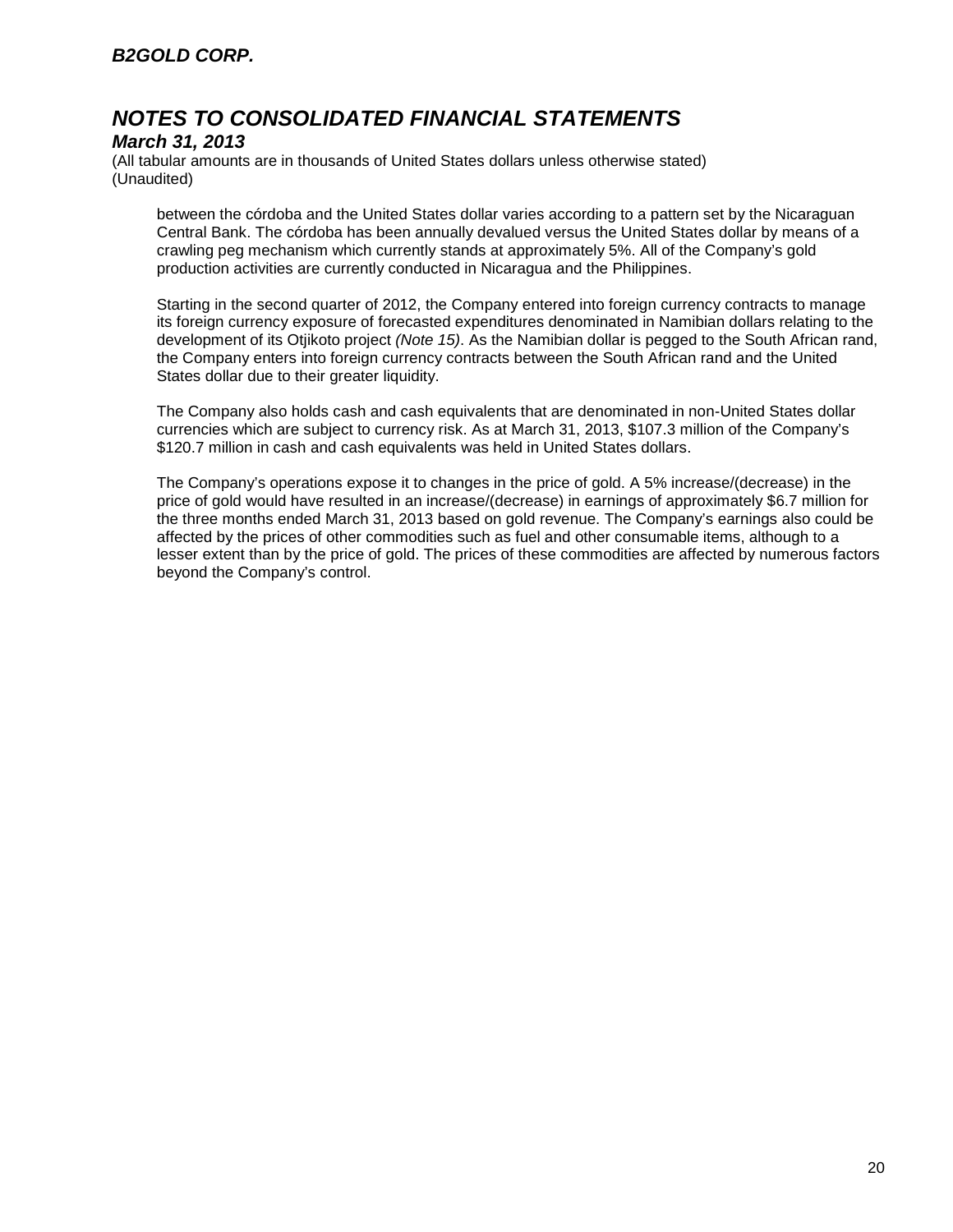between the córdoba and the United States dollar varies according to a pattern set by the Nicaraguan Central Bank. The córdoba has been annually devalued versus the United States dollar by means of a crawling peg mechanism which currently stands at approximately 5%. All of the Company's gold production activities are currently conducted in Nicaragua and the Philippines.

Starting in the second quarter of 2012, the Company entered into foreign currency contracts to manage its foreign currency exposure of forecasted expenditures denominated in Namibian dollars relating to the development of its Otjikoto project *(Note 15)*. As the Namibian dollar is pegged to the South African rand, the Company enters into foreign currency contracts between the South African rand and the United States dollar due to their greater liquidity.

The Company also holds cash and cash equivalents that are denominated in non-United States dollar currencies which are subject to currency risk. As at March 31, 2013, $107.3 million of the Company's $120.7 million in cash and cash equivalents was held in United States dollars.

The Company's operations expose it to changes in the price of gold. A 5% increase/(decrease) in the price of gold would have resulted in an increase/(decrease) in earnings of approximately $6.7 million for the three months ended March 31, 2013 based on gold revenue. The Company's earnings also could be affected by the prices of other commodities such as fuel and other consumable items, although to a lesser extent than by the price of gold. The prices of these commodities are affected by numerous factors beyond the Company's control.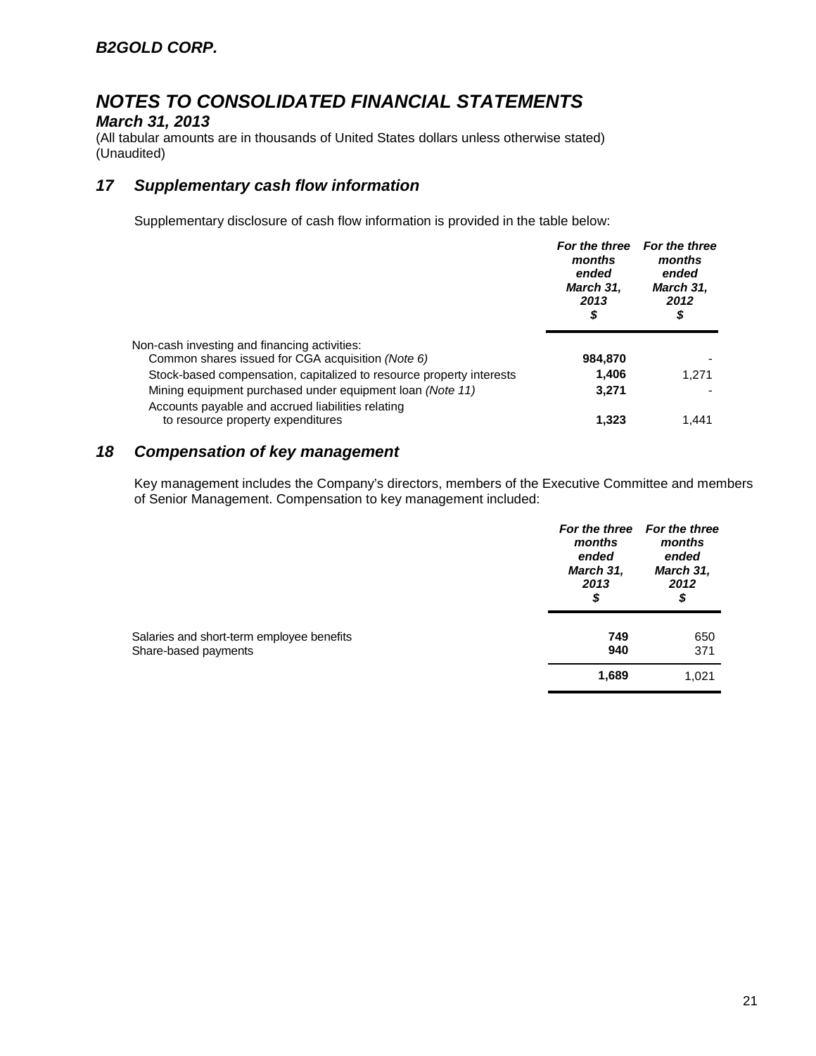*B2GOLD CORP.*

# *NOTES TO CONSOLIDATED FINANCIAL STATEMENTS*

***March 31, 2013***

(All tabular amounts are in thousands of United States dollars unless otherwise stated)
(Unaudited)

## *17 Supplementary cash flow information*

Supplementary disclosure of cash flow information is provided in the table below:

| | *For the three months ended March 31, 2013 $* | *For the three months ended March 31, 2012 $* |
|---|---|---|
| Non-cash investing and financing activities: | | |
| Common shares issued for CGA acquisition *(Note 6)* | **984,870** | - |
| Stock-based compensation, capitalized to resource property interests | **1,406** | 1,271 |
| Mining equipment purchased under equipment loan *(Note 11)* | **3,271** | - |
| Accounts payable and accrued liabilities relating to resource property expenditures | **1,323** | 1,441 |

## *18 Compensation of key management*

Key management includes the Company's directors, members of the Executive Committee and members of Senior Management. Compensation to key management included:

| | *For the three months ended March 31, 2013 $* | *For the three months ended March 31, 2012 $* |
|---|---|---|
| Salaries and short-term employee benefits | **749** | 650 |
| Share-based payments | **940** | 371 |
| | **1,689** | 1,021 |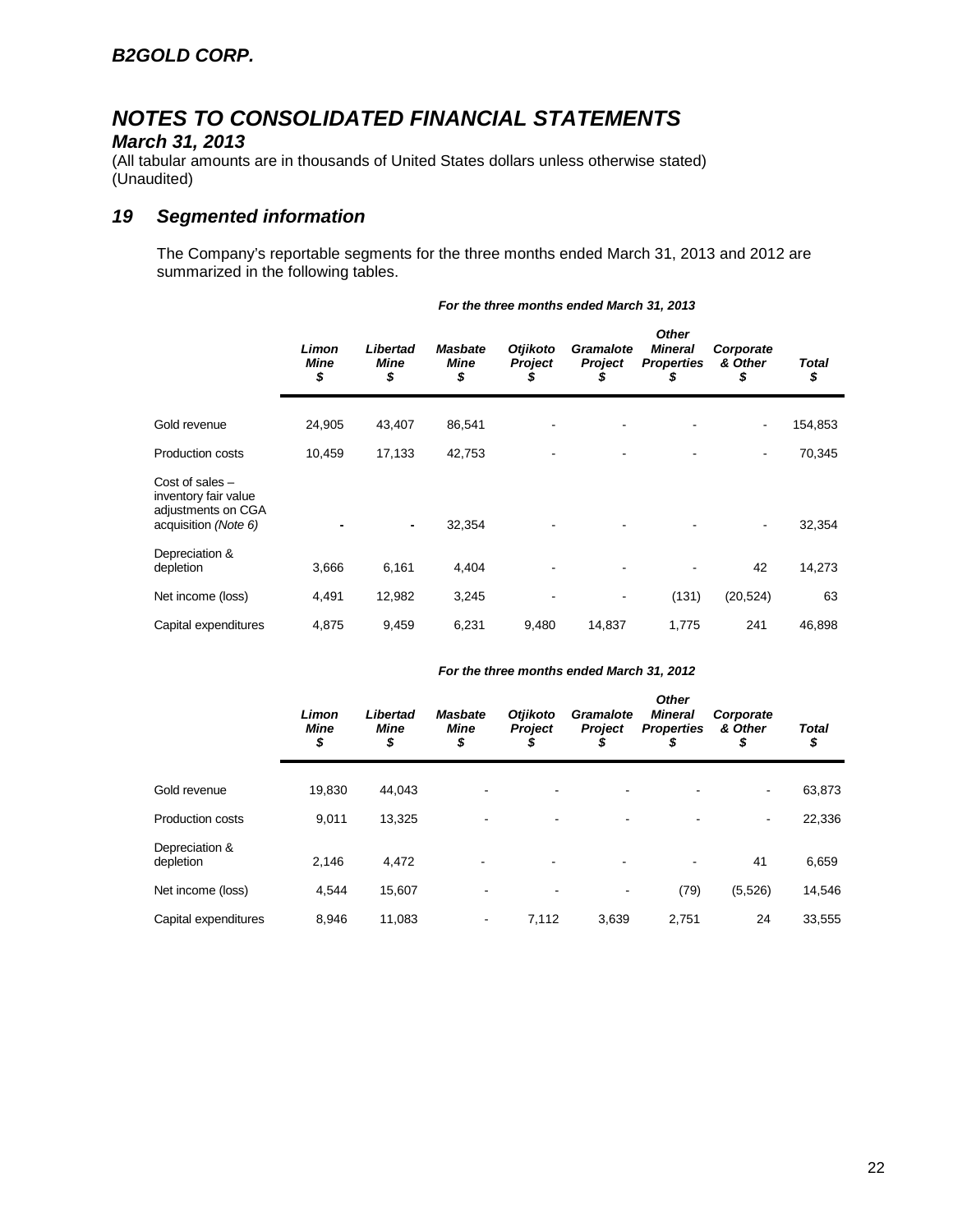# *NOTES TO CONSOLIDATED FINANCIAL STATEMENTS*

## *March 31, 2013*

(All tabular amounts are in thousands of United States dollars unless otherwise stated)
(Unaudited)

## *19 Segmented information*

The Company's reportable segments for the three months ended March 31, 2013 and 2012 are summarized in the following tables.

***For the three months ended March 31, 2013***

| | *Limon Mine $* | *Libertad Mine $* | *Masbate Mine $* | *Otjikoto Project $* | *Gramalote Project $* | *Other Mineral Properties $* | *Corporate & Other $* | *Total $* |
|---|---|---|---|---|---|---|---|---|
| Gold revenue | 24,905 | 43,407 | 86,541 | - | - | - | - | 154,853 |
| Production costs | 10,459 | 17,133 | 42,753 | - | - | - | - | 70,345 |
| Cost of sales – inventory fair value adjustments on CGA acquisition *(Note 6)* | - | - | 32,354 | - | - | - | - | 32,354 |
| Depreciation & depletion | 3,666 | 6,161 | 4,404 | - | - | - | 42 | 14,273 |
| Net income (loss) | 4,491 | 12,982 | 3,245 | - | - | (131) | (20,524) | 63 |
| Capital expenditures | 4,875 | 9,459 | 6,231 | 9,480 | 14,837 | 1,775 | 241 | 46,898 |

***For the three months ended March 31, 2012***

| | *Limon Mine $* | *Libertad Mine $* | *Masbate Mine $* | *Otjikoto Project $* | *Gramalote Project $* | *Other Mineral Properties $* | *Corporate & Other $* | *Total $* |
|---|---|---|---|---|---|---|---|---|
| Gold revenue | 19,830 | 44,043 | - | - | - | - | - | 63,873 |
| Production costs | 9,011 | 13,325 | - | - | - | - | - | 22,336 |
| Depreciation & depletion | 2,146 | 4,472 | - | - | - | - | 41 | 6,659 |
| Net income (loss) | 4,544 | 15,607 | - | - | - | (79) | (5,526) | 14,546 |
| Capital expenditures | 8,946 | 11,083 | - | 7,112 | 3,639 | 2,751 | 24 | 33,555 |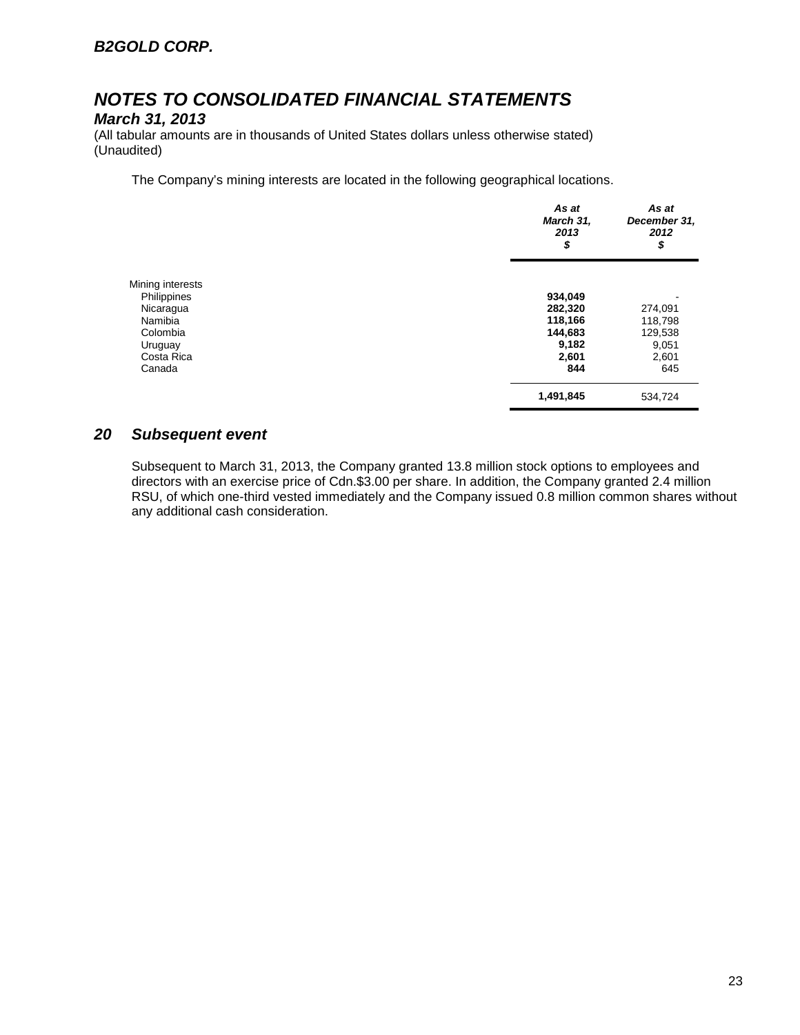# NOTES TO CONSOLIDATED FINANCIAL STATEMENTS

***March 31, 2013***

(All tabular amounts are in thousands of United States dollars unless otherwise stated)
(Unaudited)

The Company's mining interests are located in the following geographical locations.

| | *As at March 31, 2013 $* | *As at December 31, 2012 $* |
|---|---|---|
| Mining interests | | |
| Philippines | **934,049** | - |
| Nicaragua | **282,320** | 274,091 |
| Namibia | **118,166** | 118,798 |
| Colombia | **144,683** | 129,538 |
| Uruguay | **9,182** | 9,051 |
| Costa Rica | **2,601** | 2,601 |
| Canada | **844** | 645 |
| | **1,491,845** | 534,724 |

## *20 Subsequent event*

Subsequent to March 31, 2013, the Company granted 13.8 million stock options to employees and directors with an exercise price of Cdn.$3.00 per share. In addition, the Company granted 2.4 million RSU, of which one-third vested immediately and the Company issued 0.8 million common shares without any additional cash consideration.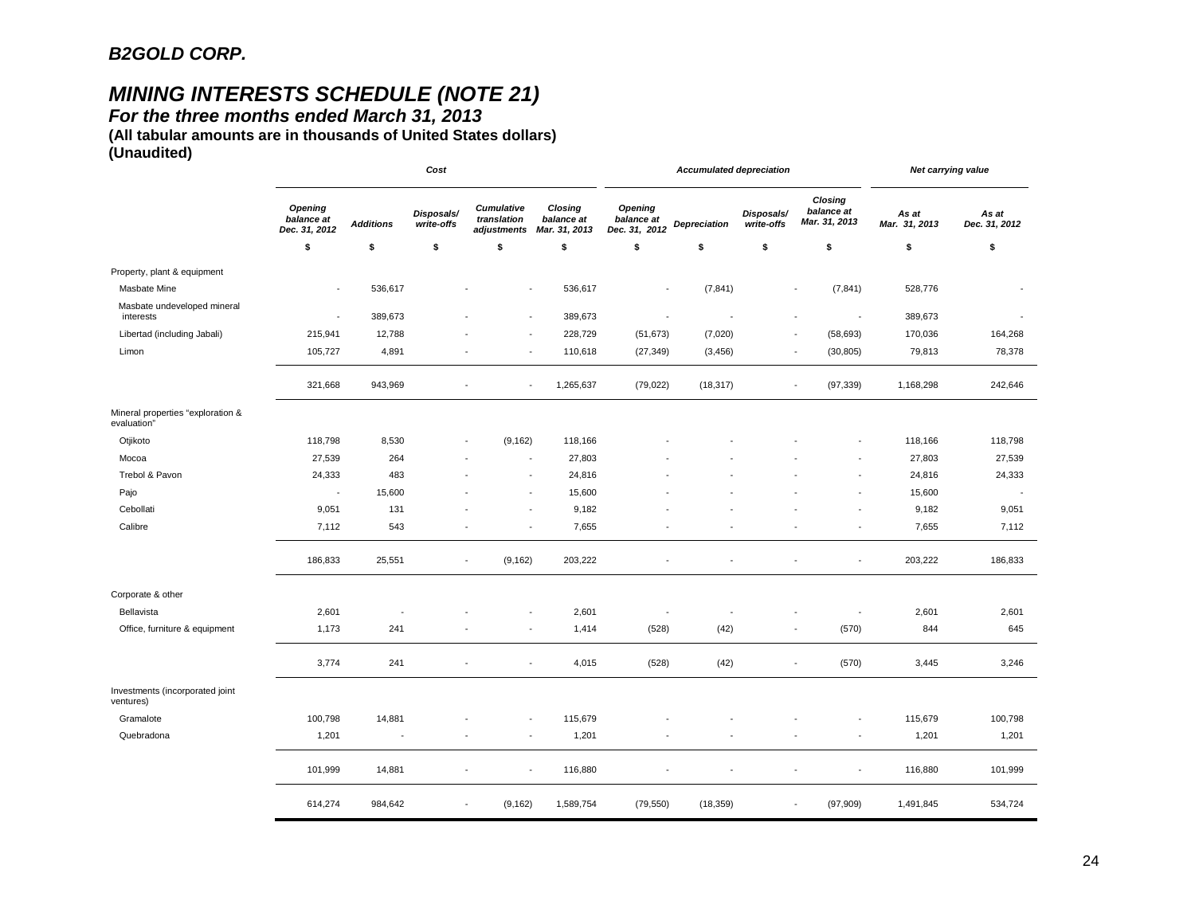**B2GOLD CORP.**

## *MINING INTERESTS SCHEDULE (NOTE 21)*

### *For the three months ended March 31, 2013*

**(All tabular amounts are in thousands of United States dollars)**
**(Unaudited)**

| | *Cost* | | | | | *Accumulated depreciation* | | | | *Net carrying value* | |
|---|---|---|---|---|---|---|---|---|---|---|---|
| | *Opening balance at Dec. 31, 2012* | *Additions* | *Disposals/ write-offs* | *Cumulative translation adjustments* | *Closing balance at Mar. 31, 2013* | *Opening balance at Dec. 31, 2012* | *Depreciation* | *Disposals/ write-offs* | *Closing balance at Mar. 31, 2013* | *As at Mar. 31, 2013* | *As at Dec. 31, 2012* |
| | $ | $ | $ | $ | $ | $ | $ | $ | $ | $ | $ |
| Property, plant & equipment | | | | | | | | | | | |
| Masbate Mine | - | 536,617 | - | - | 536,617 | - | (7,841) | - | (7,841) | 528,776 | - |
| Masbate undeveloped mineral interests | - | 389,673 | - | - | 389,673 | - | - | - | - | 389,673 | - |
| Libertad (including Jabali) | 215,941 | 12,788 | - | - | 228,729 | (51,673) | (7,020) | - | (58,693) | 170,036 | 164,268 |
| Limon | 105,727 | 4,891 | - | - | 110,618 | (27,349) | (3,456) | - | (30,805) | 79,813 | 78,378 |
| | 321,668 | 943,969 | - | - | 1,265,637 | (79,022) | (18,317) | - | (97,339) | 1,168,298 | 242,646 |
| Mineral properties "exploration & evaluation" | | | | | | | | | | | |
| Otjikoto | 118,798 | 8,530 | - | (9,162) | 118,166 | - | - | - | - | 118,166 | 118,798 |
| Mocoa | 27,539 | 264 | - | - | 27,803 | - | - | - | - | 27,803 | 27,539 |
| Trebol & Pavon | 24,333 | 483 | - | - | 24,816 | - | - | - | - | 24,816 | 24,333 |
| Pajo | - | 15,600 | - | - | 15,600 | - | - | - | - | 15,600 | - |
| Cebollati | 9,051 | 131 | - | - | 9,182 | - | - | - | - | 9,182 | 9,051 |
| Calibre | 7,112 | 543 | - | - | 7,655 | - | - | - | - | 7,655 | 7,112 |
| | 186,833 | 25,551 | - | (9,162) | 203,222 | - | - | - | - | 203,222 | 186,833 |
| Corporate & other | | | | | | | | | | | |
| Bellavista | 2,601 | - | - | - | 2,601 | - | - | - | - | 2,601 | 2,601 |
| Office, furniture & equipment | 1,173 | 241 | - | - | 1,414 | (528) | (42) | - | (570) | 844 | 645 |
| | 3,774 | 241 | - | - | 4,015 | (528) | (42) | - | (570) | 3,445 | 3,246 |
| Investments (incorporated joint ventures) | | | | | | | | | | | |
| Gramalote | 100,798 | 14,881 | - | - | 115,679 | - | - | - | - | 115,679 | 100,798 |
| Quebradona | 1,201 | - | - | - | 1,201 | - | - | - | - | 1,201 | 1,201 |
| | 101,999 | 14,881 | - | - | 116,880 | - | - | - | - | 116,880 | 101,999 |
| | 614,274 | 984,642 | - | (9,162) | 1,589,754 | (79,550) | (18,359) | - | (97,909) | 1,491,845 | 534,724 |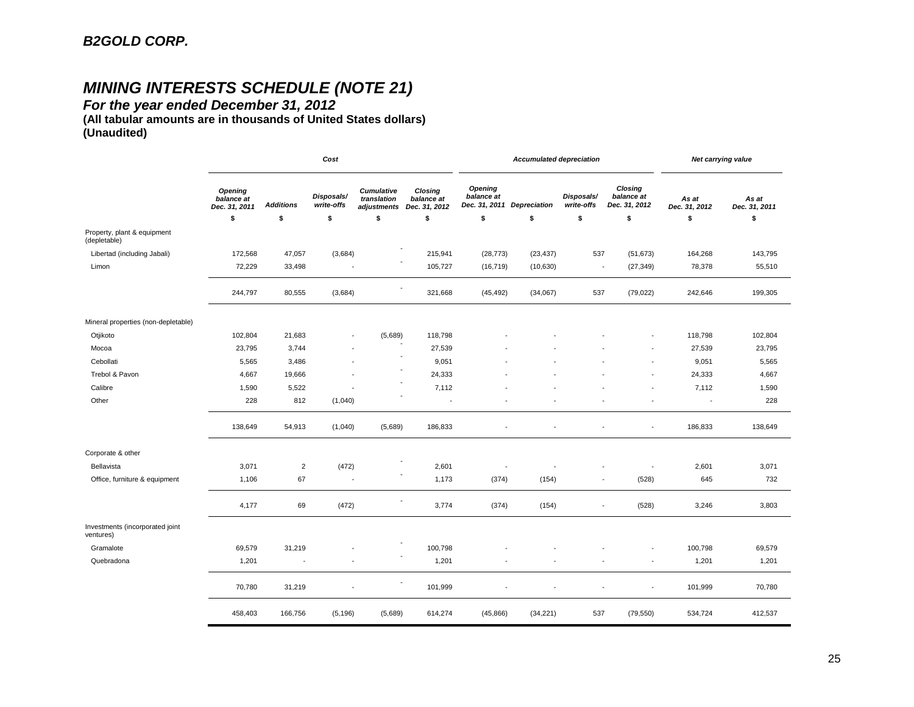***B2GOLD CORP.***

## *MINING INTERESTS SCHEDULE (NOTE 21)*

***For the year ended December 31, 2012***

**(All tabular amounts are in thousands of United States dollars)**
**(Unaudited)**

| | *Cost* | | | | | *Accumulated depreciation* | | | | *Net carrying value* | |
|---|---|---|---|---|---|---|---|---|---|---|---|
| | *Opening balance at Dec. 31, 2011* | *Additions* | *Disposals/ write-offs* | *Cumulative translation adjustments* | *Closing balance at Dec. 31, 2012* | *Opening balance at Dec. 31, 2011* | *Depreciation* | *Disposals/ write-offs* | *Closing balance at Dec. 31, 2012* | *As at Dec. 31, 2012* | *As at Dec. 31, 2011* |
| | $ | $ | $ | $ | $ | $ | $ | $ | $ | $ | $ |
| Property, plant & equipment (depletable) | | | | | | | | | | | |
| Libertad (including Jabali) | 172,568 | 47,057 | (3,684) | - | 215,941 | (28,773) | (23,437) | 537 | (51,673) | 164,268 | 143,795 |
| Limon | 72,229 | 33,498 | - | - | 105,727 | (16,719) | (10,630) | - | (27,349) | 78,378 | 55,510 |
| | 244,797 | 80,555 | (3,684) | - | 321,668 | (45,492) | (34,067) | 537 | (79,022) | 242,646 | 199,305 |
| Mineral properties (non-depletable) | | | | | | | | | | | |
| Otjikoto | 102,804 | 21,683 | - | (5,689) | 118,798 | - | - | - | - | 118,798 | 102,804 |
| Mocoa | 23,795 | 3,744 | - | - | 27,539 | - | - | - | - | 27,539 | 23,795 |
| Cebollati | 5,565 | 3,486 | - | - | 9,051 | - | - | - | - | 9,051 | 5,565 |
| Trebol & Pavon | 4,667 | 19,666 | - | - | 24,333 | - | - | - | - | 24,333 | 4,667 |
| Calibre | 1,590 | 5,522 | - | - | 7,112 | - | - | - | - | 7,112 | 1,590 |
| Other | 228 | 812 | (1,040) | - | - | - | - | - | - | - | 228 |
| | 138,649 | 54,913 | (1,040) | (5,689) | 186,833 | - | - | - | - | 186,833 | 138,649 |
| Corporate & other | | | | | | | | | | | |
| Bellavista | 3,071 | 2 | (472) | - | 2,601 | - | - | - | - | 2,601 | 3,071 |
| Office, furniture & equipment | 1,106 | 67 | - | - | 1,173 | (374) | (154) | - | (528) | 645 | 732 |
| | 4,177 | 69 | (472) | - | 3,774 | (374) | (154) | - | (528) | 3,246 | 3,803 |
| Investments (incorporated joint ventures) | | | | | | | | | | | |
| Gramalote | 69,579 | 31,219 | - | - | 100,798 | - | - | - | - | 100,798 | 69,579 |
| Quebradona | 1,201 | - | - | - | 1,201 | - | - | - | - | 1,201 | 1,201 |
| | 70,780 | 31,219 | - | - | 101,999 | - | - | - | - | 101,999 | 70,780 |
| | 458,403 | 166,756 | (5,196) | (5,689) | 614,274 | (45,866) | (34,221) | 537 | (79,550) | 534,724 | 412,537 |